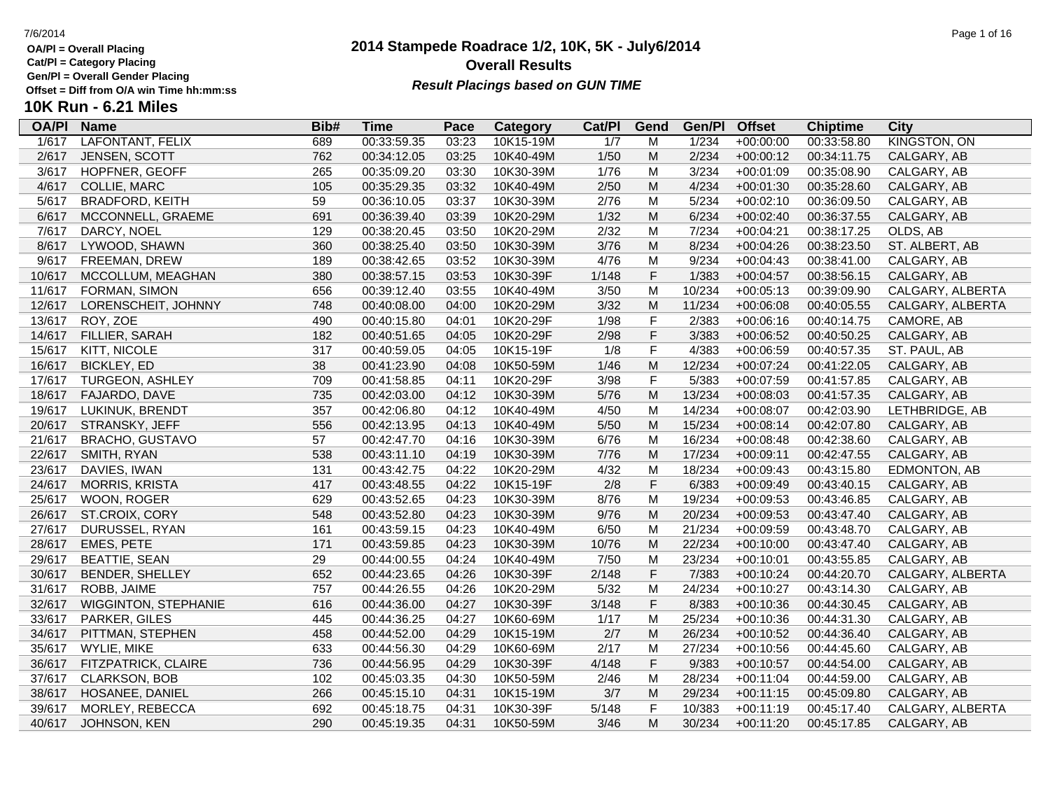OA/Pl = Overall Placing
Cat/Pl = Category Placing
Gen/Pl = Overall Gender Placing
Offset = Diff from O/A win Time hh:mm:ss

# 2014 Stampede Roadrace 1/2, 10K, 5K - July6/2014

## Overall Results

***Result Placings based on GUN TIME***

### 10K Run - 6.21 Miles

| OA/Pl | Name | Bib# | Time | Pace | Category | Cat/Pl | Gend | Gen/Pl | Offset | Chiptime | City |
|---|---|---|---|---|---|---|---|---|---|---|---|
| 1/617 | LAFONTANT, FELIX | 689 | 00:33:59.35 | 03:23 | 10K15-19M | 1/7 | M | 1/234 | +00:00:00 | 00:33:58.80 | KINGSTON, ON |
| 2/617 | JENSEN, SCOTT | 762 | 00:34:12.05 | 03:25 | 10K40-49M | 1/50 | M | 2/234 | +00:00:12 | 00:34:11.75 | CALGARY, AB |
| 3/617 | HOPFNER, GEOFF | 265 | 00:35:09.20 | 03:30 | 10K30-39M | 1/76 | M | 3/234 | +00:01:09 | 00:35:08.90 | CALGARY, AB |
| 4/617 | COLLIE, MARC | 105 | 00:35:29.35 | 03:32 | 10K40-49M | 2/50 | M | 4/234 | +00:01:30 | 00:35:28.60 | CALGARY, AB |
| 5/617 | BRADFORD, KEITH | 59 | 00:36:10.05 | 03:37 | 10K30-39M | 2/76 | M | 5/234 | +00:02:10 | 00:36:09.50 | CALGARY, AB |
| 6/617 | MCCONNELL, GRAEME | 691 | 00:36:39.40 | 03:39 | 10K20-29M | 1/32 | M | 6/234 | +00:02:40 | 00:36:37.55 | CALGARY, AB |
| 7/617 | DARCY, NOEL | 129 | 00:38:20.45 | 03:50 | 10K20-29M | 2/32 | M | 7/234 | +00:04:21 | 00:38:17.25 | OLDS, AB |
| 8/617 | LYWOOD, SHAWN | 360 | 00:38:25.40 | 03:50 | 10K30-39M | 3/76 | M | 8/234 | +00:04:26 | 00:38:23.50 | ST. ALBERT, AB |
| 9/617 | FREEMAN, DREW | 189 | 00:38:42.65 | 03:52 | 10K30-39M | 4/76 | M | 9/234 | +00:04:43 | 00:38:41.00 | CALGARY, AB |
| 10/617 | MCCOLLUM, MEAGHAN | 380 | 00:38:57.15 | 03:53 | 10K30-39F | 1/148 | F | 1/383 | +00:04:57 | 00:38:56.15 | CALGARY, AB |
| 11/617 | FORMAN, SIMON | 656 | 00:39:12.40 | 03:55 | 10K40-49M | 3/50 | M | 10/234 | +00:05:13 | 00:39:09.90 | CALGARY, ALBERTA |
| 12/617 | LORENSCHEIT, JOHNNY | 748 | 00:40:08.00 | 04:00 | 10K20-29M | 3/32 | M | 11/234 | +00:06:08 | 00:40:05.55 | CALGARY, ALBERTA |
| 13/617 | ROY, ZOE | 490 | 00:40:15.80 | 04:01 | 10K20-29F | 1/98 | F | 2/383 | +00:06:16 | 00:40:14.75 | CAMORE, AB |
| 14/617 | FILLIER, SARAH | 182 | 00:40:51.65 | 04:05 | 10K20-29F | 2/98 | F | 3/383 | +00:06:52 | 00:40:50.25 | CALGARY, AB |
| 15/617 | KITT, NICOLE | 317 | 00:40:59.05 | 04:05 | 10K15-19F | 1/8 | F | 4/383 | +00:06:59 | 00:40:57.35 | ST. PAUL, AB |
| 16/617 | BICKLEY, ED | 38 | 00:41:23.90 | 04:08 | 10K50-59M | 1/46 | M | 12/234 | +00:07:24 | 00:41:22.05 | CALGARY, AB |
| 17/617 | TURGEON, ASHLEY | 709 | 00:41:58.85 | 04:11 | 10K20-29F | 3/98 | F | 5/383 | +00:07:59 | 00:41:57.85 | CALGARY, AB |
| 18/617 | FAJARDO, DAVE | 735 | 00:42:03.00 | 04:12 | 10K30-39M | 5/76 | M | 13/234 | +00:08:03 | 00:41:57.35 | CALGARY, AB |
| 19/617 | LUKINUK, BRENDT | 357 | 00:42:06.80 | 04:12 | 10K40-49M | 4/50 | M | 14/234 | +00:08:07 | 00:42:03.90 | LETHBRIDGE, AB |
| 20/617 | STRANSKY, JEFF | 556 | 00:42:13.95 | 04:13 | 10K40-49M | 5/50 | M | 15/234 | +00:08:14 | 00:42:07.80 | CALGARY, AB |
| 21/617 | BRACHO, GUSTAVO | 57 | 00:42:47.70 | 04:16 | 10K30-39M | 6/76 | M | 16/234 | +00:08:48 | 00:42:38.60 | CALGARY, AB |
| 22/617 | SMITH, RYAN | 538 | 00:43:11.10 | 04:19 | 10K30-39M | 7/76 | M | 17/234 | +00:09:11 | 00:42:47.55 | CALGARY, AB |
| 23/617 | DAVIES, IWAN | 131 | 00:43:42.75 | 04:22 | 10K20-29M | 4/32 | M | 18/234 | +00:09:43 | 00:43:15.80 | EDMONTON, AB |
| 24/617 | MORRIS, KRISTA | 417 | 00:43:48.55 | 04:22 | 10K15-19F | 2/8 | F | 6/383 | +00:09:49 | 00:43:40.15 | CALGARY, AB |
| 25/617 | WOON, ROGER | 629 | 00:43:52.65 | 04:23 | 10K30-39M | 8/76 | M | 19/234 | +00:09:53 | 00:43:46.85 | CALGARY, AB |
| 26/617 | ST.CROIX, CORY | 548 | 00:43:52.80 | 04:23 | 10K30-39M | 9/76 | M | 20/234 | +00:09:53 | 00:43:47.40 | CALGARY, AB |
| 27/617 | DURUSSEL, RYAN | 161 | 00:43:59.15 | 04:23 | 10K40-49M | 6/50 | M | 21/234 | +00:09:59 | 00:43:48.70 | CALGARY, AB |
| 28/617 | EMES, PETE | 171 | 00:43:59.85 | 04:23 | 10K30-39M | 10/76 | M | 22/234 | +00:10:00 | 00:43:47.40 | CALGARY, AB |
| 29/617 | BEATTIE, SEAN | 29 | 00:44:00.55 | 04:24 | 10K40-49M | 7/50 | M | 23/234 | +00:10:01 | 00:43:55.85 | CALGARY, AB |
| 30/617 | BENDER, SHELLEY | 652 | 00:44:23.65 | 04:26 | 10K30-39F | 2/148 | F | 7/383 | +00:10:24 | 00:44:20.70 | CALGARY, ALBERTA |
| 31/617 | ROBB, JAIME | 757 | 00:44:26.55 | 04:26 | 10K20-29M | 5/32 | M | 24/234 | +00:10:27 | 00:43:14.30 | CALGARY, AB |
| 32/617 | WIGGINTON, STEPHANIE | 616 | 00:44:36.00 | 04:27 | 10K30-39F | 3/148 | F | 8/383 | +00:10:36 | 00:44:30.45 | CALGARY, AB |
| 33/617 | PARKER, GILES | 445 | 00:44:36.25 | 04:27 | 10K60-69M | 1/17 | M | 25/234 | +00:10:36 | 00:44:31.30 | CALGARY, AB |
| 34/617 | PITTMAN, STEPHEN | 458 | 00:44:52.00 | 04:29 | 10K15-19M | 2/7 | M | 26/234 | +00:10:52 | 00:44:36.40 | CALGARY, AB |
| 35/617 | WYLIE, MIKE | 633 | 00:44:56.30 | 04:29 | 10K60-69M | 2/17 | M | 27/234 | +00:10:56 | 00:44:45.60 | CALGARY, AB |
| 36/617 | FITZPATRICK, CLAIRE | 736 | 00:44:56.95 | 04:29 | 10K30-39F | 4/148 | F | 9/383 | +00:10:57 | 00:44:54.00 | CALGARY, AB |
| 37/617 | CLARKSON, BOB | 102 | 00:45:03.35 | 04:30 | 10K50-59M | 2/46 | M | 28/234 | +00:11:04 | 00:44:59.00 | CALGARY, AB |
| 38/617 | HOSANEE, DANIEL | 266 | 00:45:15.10 | 04:31 | 10K15-19M | 3/7 | M | 29/234 | +00:11:15 | 00:45:09.80 | CALGARY, AB |
| 39/617 | MORLEY, REBECCA | 692 | 00:45:18.75 | 04:31 | 10K30-39F | 5/148 | F | 10/383 | +00:11:19 | 00:45:17.40 | CALGARY, ALBERTA |
| 40/617 | JOHNSON, KEN | 290 | 00:45:19.35 | 04:31 | 10K50-59M | 3/46 | M | 30/234 | +00:11:20 | 00:45:17.85 | CALGARY, AB |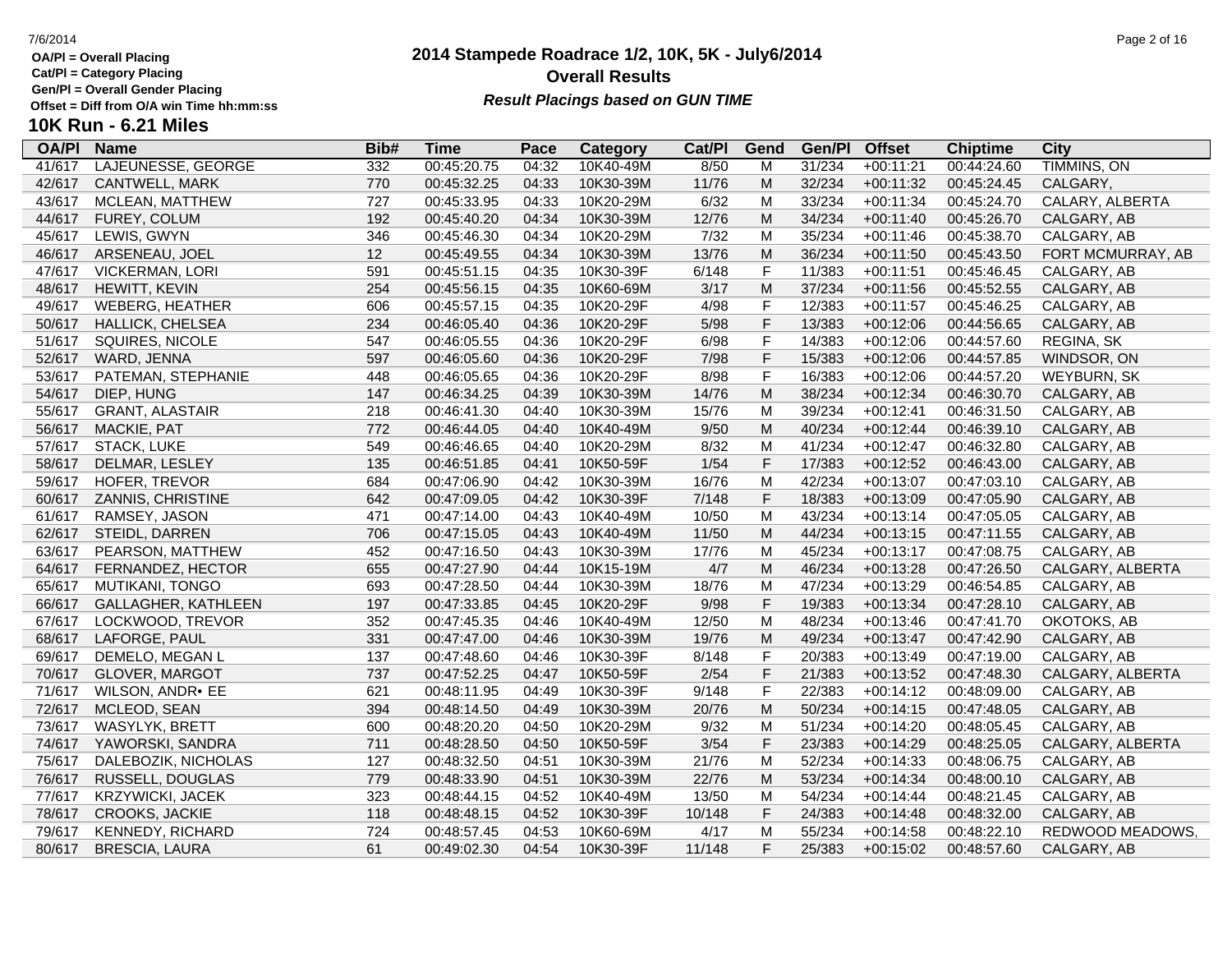**OA/Pl = Overall Placing**
**Cat/Pl = Category Placing**
**Gen/Pl = Overall Gender Placing**
**Offset = Diff from O/A win Time hh:mm:ss**

# 2014 Stampede Roadrace 1/2, 10K, 5K - July6/2014
## Overall Results
***Result Placings based on GUN TIME***

## 10K Run - 6.21 Miles

| OA/Pl | Name | Bib# | Time | Pace | Category | Cat/Pl | Gend | Gen/Pl | Offset | Chiptime | City |
|---|---|---|---|---|---|---|---|---|---|---|---|
| 41/617 | LAJEUNESSE, GEORGE | 332 | 00:45:20.75 | 04:32 | 10K40-49M | 8/50 | M | 31/234 | +00:11:21 | 00:44:24.60 | TIMMINS, ON |
| 42/617 | CANTWELL, MARK | 770 | 00:45:32.25 | 04:33 | 10K30-39M | 11/76 | M | 32/234 | +00:11:32 | 00:45:24.45 | CALGARY, |
| 43/617 | MCLEAN, MATTHEW | 727 | 00:45:33.95 | 04:33 | 10K20-29M | 6/32 | M | 33/234 | +00:11:34 | 00:45:24.70 | CALARY, ALBERTA |
| 44/617 | FUREY, COLUM | 192 | 00:45:40.20 | 04:34 | 10K30-39M | 12/76 | M | 34/234 | +00:11:40 | 00:45:26.70 | CALGARY, AB |
| 45/617 | LEWIS, GWYN | 346 | 00:45:46.30 | 04:34 | 10K20-29M | 7/32 | M | 35/234 | +00:11:46 | 00:45:38.70 | CALGARY, AB |
| 46/617 | ARSENEAU, JOEL | 12 | 00:45:49.55 | 04:34 | 10K30-39M | 13/76 | M | 36/234 | +00:11:50 | 00:45:43.50 | FORT MCMURRAY, AB |
| 47/617 | VICKERMAN, LORI | 591 | 00:45:51.15 | 04:35 | 10K30-39F | 6/148 | F | 11/383 | +00:11:51 | 00:45:46.45 | CALGARY, AB |
| 48/617 | HEWITT, KEVIN | 254 | 00:45:56.15 | 04:35 | 10K60-69M | 3/17 | M | 37/234 | +00:11:56 | 00:45:52.55 | CALGARY, AB |
| 49/617 | WEBERG, HEATHER | 606 | 00:45:57.15 | 04:35 | 10K20-29F | 4/98 | F | 12/383 | +00:11:57 | 00:45:46.25 | CALGARY, AB |
| 50/617 | HALLICK, CHELSEA | 234 | 00:46:05.40 | 04:36 | 10K20-29F | 5/98 | F | 13/383 | +00:12:06 | 00:44:56.65 | CALGARY, AB |
| 51/617 | SQUIRES, NICOLE | 547 | 00:46:05.55 | 04:36 | 10K20-29F | 6/98 | F | 14/383 | +00:12:06 | 00:44:57.60 | REGINA, SK |
| 52/617 | WARD, JENNA | 597 | 00:46:05.60 | 04:36 | 10K20-29F | 7/98 | F | 15/383 | +00:12:06 | 00:44:57.85 | WINDSOR, ON |
| 53/617 | PATEMAN, STEPHANIE | 448 | 00:46:05.65 | 04:36 | 10K20-29F | 8/98 | F | 16/383 | +00:12:06 | 00:44:57.20 | WEYBURN, SK |
| 54/617 | DIEP, HUNG | 147 | 00:46:34.25 | 04:39 | 10K30-39M | 14/76 | M | 38/234 | +00:12:34 | 00:46:30.70 | CALGARY, AB |
| 55/617 | GRANT, ALASTAIR | 218 | 00:46:41.30 | 04:40 | 10K30-39M | 15/76 | M | 39/234 | +00:12:41 | 00:46:31.50 | CALGARY, AB |
| 56/617 | MACKIE, PAT | 772 | 00:46:44.05 | 04:40 | 10K40-49M | 9/50 | M | 40/234 | +00:12:44 | 00:46:39.10 | CALGARY, AB |
| 57/617 | STACK, LUKE | 549 | 00:46:46.65 | 04:40 | 10K20-29M | 8/32 | M | 41/234 | +00:12:47 | 00:46:32.80 | CALGARY, AB |
| 58/617 | DELMAR, LESLEY | 135 | 00:46:51.85 | 04:41 | 10K50-59F | 1/54 | F | 17/383 | +00:12:52 | 00:46:43.00 | CALGARY, AB |
| 59/617 | HOFER, TREVOR | 684 | 00:47:06.90 | 04:42 | 10K30-39M | 16/76 | M | 42/234 | +00:13:07 | 00:47:03.10 | CALGARY, AB |
| 60/617 | ZANNIS, CHRISTINE | 642 | 00:47:09.05 | 04:42 | 10K30-39F | 7/148 | F | 18/383 | +00:13:09 | 00:47:05.90 | CALGARY, AB |
| 61/617 | RAMSEY, JASON | 471 | 00:47:14.00 | 04:43 | 10K40-49M | 10/50 | M | 43/234 | +00:13:14 | 00:47:05.05 | CALGARY, AB |
| 62/617 | STEIDL, DARREN | 706 | 00:47:15.05 | 04:43 | 10K40-49M | 11/50 | M | 44/234 | +00:13:15 | 00:47:11.55 | CALGARY, AB |
| 63/617 | PEARSON, MATTHEW | 452 | 00:47:16.50 | 04:43 | 10K30-39M | 17/76 | M | 45/234 | +00:13:17 | 00:47:08.75 | CALGARY, AB |
| 64/617 | FERNANDEZ, HECTOR | 655 | 00:47:27.90 | 04:44 | 10K15-19M | 4/7 | M | 46/234 | +00:13:28 | 00:47:26.50 | CALGARY, ALBERTA |
| 65/617 | MUTIKANI, TONGO | 693 | 00:47:28.50 | 04:44 | 10K30-39M | 18/76 | M | 47/234 | +00:13:29 | 00:46:54.85 | CALGARY, AB |
| 66/617 | GALLAGHER, KATHLEEN | 197 | 00:47:33.85 | 04:45 | 10K20-29F | 9/98 | F | 19/383 | +00:13:34 | 00:47:28.10 | CALGARY, AB |
| 67/617 | LOCKWOOD, TREVOR | 352 | 00:47:45.35 | 04:46 | 10K40-49M | 12/50 | M | 48/234 | +00:13:46 | 00:47:41.70 | OKOTOKS, AB |
| 68/617 | LAFORGE, PAUL | 331 | 00:47:47.00 | 04:46 | 10K30-39M | 19/76 | M | 49/234 | +00:13:47 | 00:47:42.90 | CALGARY, AB |
| 69/617 | DEMELO, MEGAN L | 137 | 00:47:48.60 | 04:46 | 10K30-39F | 8/148 | F | 20/383 | +00:13:49 | 00:47:19.00 | CALGARY, AB |
| 70/617 | GLOVER, MARGOT | 737 | 00:47:52.25 | 04:47 | 10K50-59F | 2/54 | F | 21/383 | +00:13:52 | 00:47:48.30 | CALGARY, ALBERTA |
| 71/617 | WILSON, ANDR• EE | 621 | 00:48:11.95 | 04:49 | 10K30-39F | 9/148 | F | 22/383 | +00:14:12 | 00:48:09.00 | CALGARY, AB |
| 72/617 | MCLEOD, SEAN | 394 | 00:48:14.50 | 04:49 | 10K30-39M | 20/76 | M | 50/234 | +00:14:15 | 00:47:48.05 | CALGARY, AB |
| 73/617 | WASYLYK, BRETT | 600 | 00:48:20.20 | 04:50 | 10K20-29M | 9/32 | M | 51/234 | +00:14:20 | 00:48:05.45 | CALGARY, AB |
| 74/617 | YAWORSKI, SANDRA | 711 | 00:48:28.50 | 04:50 | 10K50-59F | 3/54 | F | 23/383 | +00:14:29 | 00:48:25.05 | CALGARY, ALBERTA |
| 75/617 | DALEBOZIK, NICHOLAS | 127 | 00:48:32.50 | 04:51 | 10K30-39M | 21/76 | M | 52/234 | +00:14:33 | 00:48:06.75 | CALGARY, AB |
| 76/617 | RUSSELL, DOUGLAS | 779 | 00:48:33.90 | 04:51 | 10K30-39M | 22/76 | M | 53/234 | +00:14:34 | 00:48:00.10 | CALGARY, AB |
| 77/617 | KRZYWICKI, JACEK | 323 | 00:48:44.15 | 04:52 | 10K40-49M | 13/50 | M | 54/234 | +00:14:44 | 00:48:21.45 | CALGARY, AB |
| 78/617 | CROOKS, JACKIE | 118 | 00:48:48.15 | 04:52 | 10K30-39F | 10/148 | F | 24/383 | +00:14:48 | 00:48:32.00 | CALGARY, AB |
| 79/617 | KENNEDY, RICHARD | 724 | 00:48:57.45 | 04:53 | 10K60-69M | 4/17 | M | 55/234 | +00:14:58 | 00:48:22.10 | REDWOOD MEADOWS, |
| 80/617 | BRESCIA, LAURA | 61 | 00:49:02.30 | 04:54 | 10K30-39F | 11/148 | F | 25/383 | +00:15:02 | 00:48:57.60 | CALGARY, AB |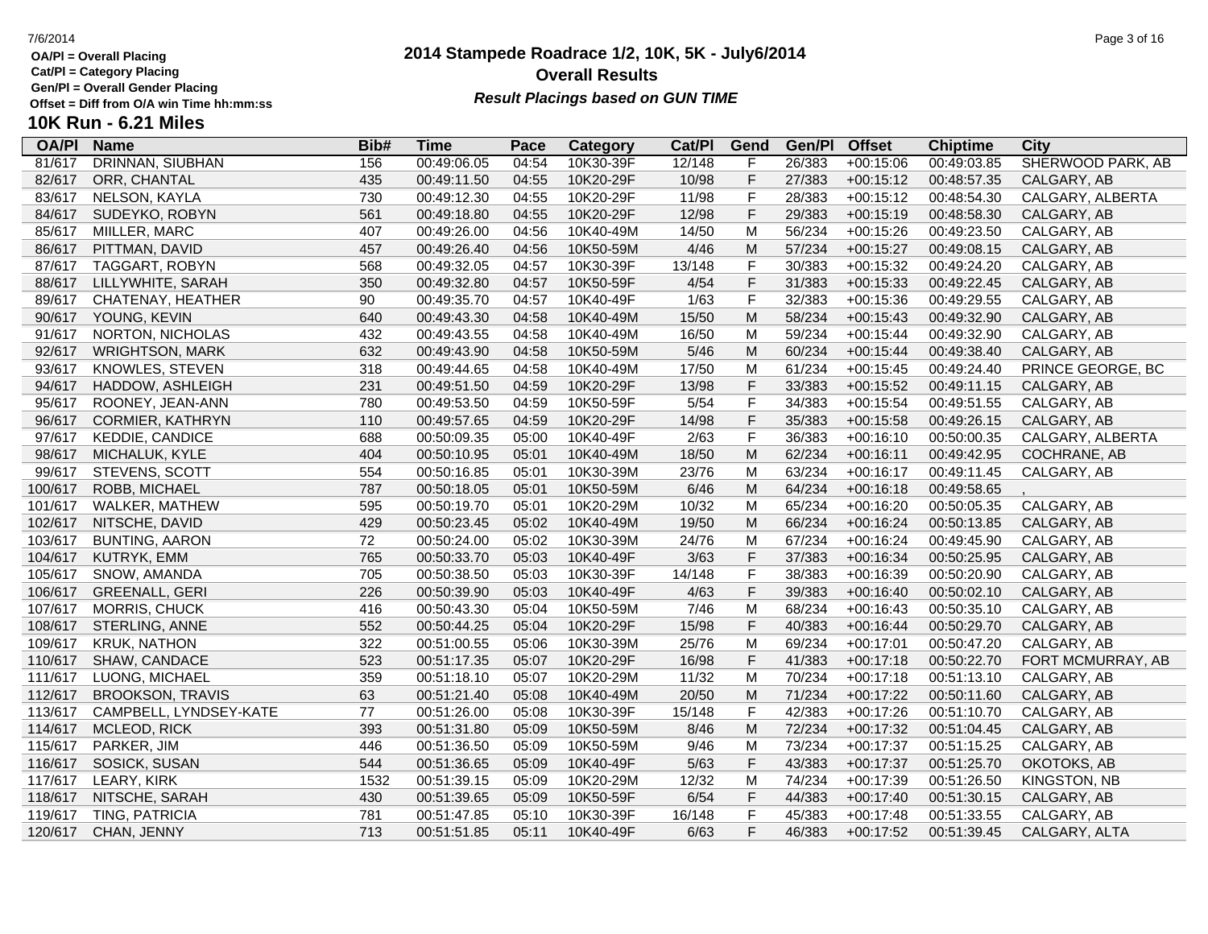OA/Pl = Overall Placing
Cat/Pl = Category Placing
Gen/Pl = Overall Gender Placing
Offset = Diff from O/A win Time hh:mm:ss

# 2014 Stampede Roadrace 1/2, 10K, 5K - July6/2014
## Overall Results
***Result Placings based on GUN TIME***

## 10K Run - 6.21 Miles

| OA/Pl | Name | Bib# | Time | Pace | Category | Cat/Pl | Gend | Gen/Pl | Offset | Chiptime | City |
|---|---|---|---|---|---|---|---|---|---|---|---|
| 81/617 | DRINNAN, SIUBHAN | 156 | 00:49:06.05 | 04:54 | 10K30-39F | 12/148 | F | 26/383 | +00:15:06 | 00:49:03.85 | SHERWOOD PARK, AB |
| 82/617 | ORR, CHANTAL | 435 | 00:49:11.50 | 04:55 | 10K20-29F | 10/98 | F | 27/383 | +00:15:12 | 00:48:57.35 | CALGARY, AB |
| 83/617 | NELSON, KAYLA | 730 | 00:49:12.30 | 04:55 | 10K20-29F | 11/98 | F | 28/383 | +00:15:12 | 00:48:54.30 | CALGARY, ALBERTA |
| 84/617 | SUDEYKO, ROBYN | 561 | 00:49:18.80 | 04:55 | 10K20-29F | 12/98 | F | 29/383 | +00:15:19 | 00:48:58.30 | CALGARY, AB |
| 85/617 | MIILLER, MARC | 407 | 00:49:26.00 | 04:56 | 10K40-49M | 14/50 | M | 56/234 | +00:15:26 | 00:49:23.50 | CALGARY, AB |
| 86/617 | PITTMAN, DAVID | 457 | 00:49:26.40 | 04:56 | 10K50-59M | 4/46 | M | 57/234 | +00:15:27 | 00:49:08.15 | CALGARY, AB |
| 87/617 | TAGGART, ROBYN | 568 | 00:49:32.05 | 04:57 | 10K30-39F | 13/148 | F | 30/383 | +00:15:32 | 00:49:24.20 | CALGARY, AB |
| 88/617 | LILLYWHITE, SARAH | 350 | 00:49:32.80 | 04:57 | 10K50-59F | 4/54 | F | 31/383 | +00:15:33 | 00:49:22.45 | CALGARY, AB |
| 89/617 | CHATENAY, HEATHER | 90 | 00:49:35.70 | 04:57 | 10K40-49F | 1/63 | F | 32/383 | +00:15:36 | 00:49:29.55 | CALGARY, AB |
| 90/617 | YOUNG, KEVIN | 640 | 00:49:43.30 | 04:58 | 10K40-49M | 15/50 | M | 58/234 | +00:15:43 | 00:49:32.90 | CALGARY, AB |
| 91/617 | NORTON, NICHOLAS | 432 | 00:49:43.55 | 04:58 | 10K40-49M | 16/50 | M | 59/234 | +00:15:44 | 00:49:32.90 | CALGARY, AB |
| 92/617 | WRIGHTSON, MARK | 632 | 00:49:43.90 | 04:58 | 10K50-59M | 5/46 | M | 60/234 | +00:15:44 | 00:49:38.40 | CALGARY, AB |
| 93/617 | KNOWLES, STEVEN | 318 | 00:49:44.65 | 04:58 | 10K40-49M | 17/50 | M | 61/234 | +00:15:45 | 00:49:24.40 | PRINCE GEORGE, BC |
| 94/617 | HADDOW, ASHLEIGH | 231 | 00:49:51.50 | 04:59 | 10K20-29F | 13/98 | F | 33/383 | +00:15:52 | 00:49:11.15 | CALGARY, AB |
| 95/617 | ROONEY, JEAN-ANN | 780 | 00:49:53.50 | 04:59 | 10K50-59F | 5/54 | F | 34/383 | +00:15:54 | 00:49:51.55 | CALGARY, AB |
| 96/617 | CORMIER, KATHRYN | 110 | 00:49:57.65 | 04:59 | 10K20-29F | 14/98 | F | 35/383 | +00:15:58 | 00:49:26.15 | CALGARY, AB |
| 97/617 | KEDDIE, CANDICE | 688 | 00:50:09.35 | 05:00 | 10K40-49F | 2/63 | F | 36/383 | +00:16:10 | 00:50:00.35 | CALGARY, ALBERTA |
| 98/617 | MICHALUK, KYLE | 404 | 00:50:10.95 | 05:01 | 10K40-49M | 18/50 | M | 62/234 | +00:16:11 | 00:49:42.95 | COCHRANE, AB |
| 99/617 | STEVENS, SCOTT | 554 | 00:50:16.85 | 05:01 | 10K30-39M | 23/76 | M | 63/234 | +00:16:17 | 00:49:11.45 | CALGARY, AB |
| 100/617 | ROBB, MICHAEL | 787 | 00:50:18.05 | 05:01 | 10K50-59M | 6/46 | M | 64/234 | +00:16:18 | 00:49:58.65 | , |
| 101/617 | WALKER, MATHEW | 595 | 00:50:19.70 | 05:01 | 10K20-29M | 10/32 | M | 65/234 | +00:16:20 | 00:50:05.35 | CALGARY, AB |
| 102/617 | NITSCHE, DAVID | 429 | 00:50:23.45 | 05:02 | 10K40-49M | 19/50 | M | 66/234 | +00:16:24 | 00:50:13.85 | CALGARY, AB |
| 103/617 | BUNTING, AARON | 72 | 00:50:24.00 | 05:02 | 10K30-39M | 24/76 | M | 67/234 | +00:16:24 | 00:49:45.90 | CALGARY, AB |
| 104/617 | KUTRYK, EMM | 765 | 00:50:33.70 | 05:03 | 10K40-49F | 3/63 | F | 37/383 | +00:16:34 | 00:50:25.95 | CALGARY, AB |
| 105/617 | SNOW, AMANDA | 705 | 00:50:38.50 | 05:03 | 10K30-39F | 14/148 | F | 38/383 | +00:16:39 | 00:50:20.90 | CALGARY, AB |
| 106/617 | GREENALL, GERI | 226 | 00:50:39.90 | 05:03 | 10K40-49F | 4/63 | F | 39/383 | +00:16:40 | 00:50:02.10 | CALGARY, AB |
| 107/617 | MORRIS, CHUCK | 416 | 00:50:43.30 | 05:04 | 10K50-59M | 7/46 | M | 68/234 | +00:16:43 | 00:50:35.10 | CALGARY, AB |
| 108/617 | STERLING, ANNE | 552 | 00:50:44.25 | 05:04 | 10K20-29F | 15/98 | F | 40/383 | +00:16:44 | 00:50:29.70 | CALGARY, AB |
| 109/617 | KRUK, NATHON | 322 | 00:51:00.55 | 05:06 | 10K30-39M | 25/76 | M | 69/234 | +00:17:01 | 00:50:47.20 | CALGARY, AB |
| 110/617 | SHAW, CANDACE | 523 | 00:51:17.35 | 05:07 | 10K20-29F | 16/98 | F | 41/383 | +00:17:18 | 00:50:22.70 | FORT MCMURRAY, AB |
| 111/617 | LUONG, MICHAEL | 359 | 00:51:18.10 | 05:07 | 10K20-29M | 11/32 | M | 70/234 | +00:17:18 | 00:51:13.10 | CALGARY, AB |
| 112/617 | BROOKSON, TRAVIS | 63 | 00:51:21.40 | 05:08 | 10K40-49M | 20/50 | M | 71/234 | +00:17:22 | 00:50:11.60 | CALGARY, AB |
| 113/617 | CAMPBELL, LYNDSEY-KATE | 77 | 00:51:26.00 | 05:08 | 10K30-39F | 15/148 | F | 42/383 | +00:17:26 | 00:51:10.70 | CALGARY, AB |
| 114/617 | MCLEOD, RICK | 393 | 00:51:31.80 | 05:09 | 10K50-59M | 8/46 | M | 72/234 | +00:17:32 | 00:51:04.45 | CALGARY, AB |
| 115/617 | PARKER, JIM | 446 | 00:51:36.50 | 05:09 | 10K50-59M | 9/46 | M | 73/234 | +00:17:37 | 00:51:15.25 | CALGARY, AB |
| 116/617 | SOSICK, SUSAN | 544 | 00:51:36.65 | 05:09 | 10K40-49F | 5/63 | F | 43/383 | +00:17:37 | 00:51:25.70 | OKOTOKS, AB |
| 117/617 | LEARY, KIRK | 1532 | 00:51:39.15 | 05:09 | 10K20-29M | 12/32 | M | 74/234 | +00:17:39 | 00:51:26.50 | KINGSTON, NB |
| 118/617 | NITSCHE, SARAH | 430 | 00:51:39.65 | 05:09 | 10K50-59F | 6/54 | F | 44/383 | +00:17:40 | 00:51:30.15 | CALGARY, AB |
| 119/617 | TING, PATRICIA | 781 | 00:51:47.85 | 05:10 | 10K30-39F | 16/148 | F | 45/383 | +00:17:48 | 00:51:33.55 | CALGARY, AB |
| 120/617 | CHAN, JENNY | 713 | 00:51:51.85 | 05:11 | 10K40-49F | 6/63 | F | 46/383 | +00:17:52 | 00:51:39.45 | CALGARY, ALTA |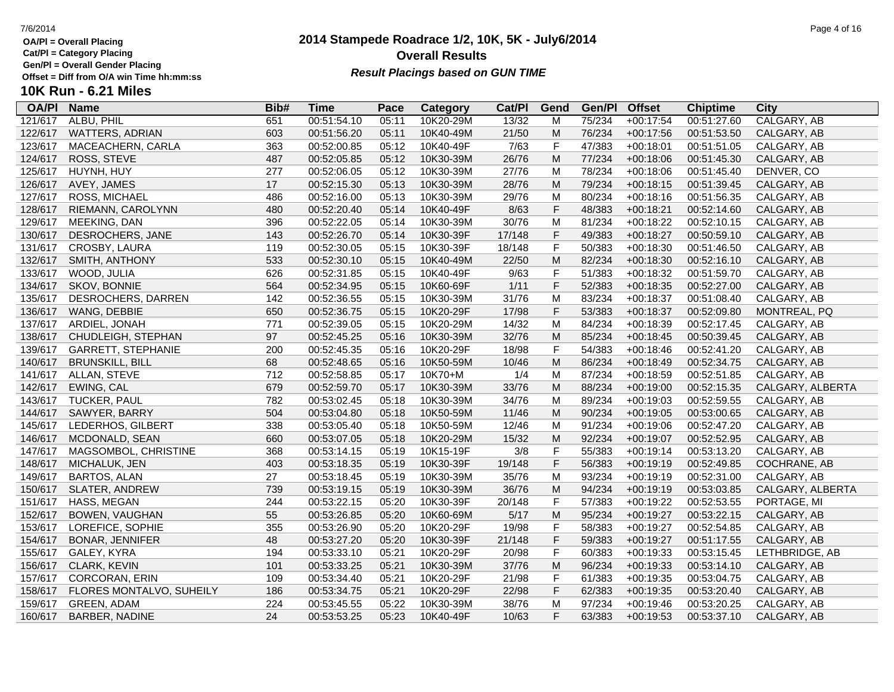OA/Pl = Overall Placing
Cat/Pl = Category Placing
Gen/Pl = Overall Gender Placing
Offset = Diff from O/A win Time hh:mm:ss

# 2014 Stampede Roadrace 1/2, 10K, 5K - July6/2014

## Overall Results

***Result Placings based on GUN TIME***

### 10K Run - 6.21 Miles

| OA/Pl | Name | Bib# | Time | Pace | Category | Cat/Pl | Gend | Gen/Pl | Offset | Chiptime | City |
|---|---|---|---|---|---|---|---|---|---|---|---|
| 121/617 | ALBU, PHIL | 651 | 00:51:54.10 | 05:11 | 10K20-29M | 13/32 | M | 75/234 | +00:17:54 | 00:51:27.60 | CALGARY, AB |
| 122/617 | WATTERS, ADRIAN | 603 | 00:51:56.20 | 05:11 | 10K40-49M | 21/50 | M | 76/234 | +00:17:56 | 00:51:53.50 | CALGARY, AB |
| 123/617 | MACEACHERN, CARLA | 363 | 00:52:00.85 | 05:12 | 10K40-49F | 7/63 | F | 47/383 | +00:18:01 | 00:51:51.05 | CALGARY, AB |
| 124/617 | ROSS, STEVE | 487 | 00:52:05.85 | 05:12 | 10K30-39M | 26/76 | M | 77/234 | +00:18:06 | 00:51:45.30 | CALGARY, AB |
| 125/617 | HUYNH, HUY | 277 | 00:52:06.05 | 05:12 | 10K30-39M | 27/76 | M | 78/234 | +00:18:06 | 00:51:45.40 | DENVER, CO |
| 126/617 | AVEY, JAMES | 17 | 00:52:15.30 | 05:13 | 10K30-39M | 28/76 | M | 79/234 | +00:18:15 | 00:51:39.45 | CALGARY, AB |
| 127/617 | ROSS, MICHAEL | 486 | 00:52:16.00 | 05:13 | 10K30-39M | 29/76 | M | 80/234 | +00:18:16 | 00:51:56.35 | CALGARY, AB |
| 128/617 | RIEMANN, CAROLYNN | 480 | 00:52:20.40 | 05:14 | 10K40-49F | 8/63 | F | 48/383 | +00:18:21 | 00:52:14.60 | CALGARY, AB |
| 129/617 | MEEKING, DAN | 396 | 00:52:22.05 | 05:14 | 10K30-39M | 30/76 | M | 81/234 | +00:18:22 | 00:52:10.15 | CALGARY, AB |
| 130/617 | DESROCHERS, JANE | 143 | 00:52:26.70 | 05:14 | 10K30-39F | 17/148 | F | 49/383 | +00:18:27 | 00:50:59.10 | CALGARY, AB |
| 131/617 | CROSBY, LAURA | 119 | 00:52:30.05 | 05:15 | 10K30-39F | 18/148 | F | 50/383 | +00:18:30 | 00:51:46.50 | CALGARY, AB |
| 132/617 | SMITH, ANTHONY | 533 | 00:52:30.10 | 05:15 | 10K40-49M | 22/50 | M | 82/234 | +00:18:30 | 00:52:16.10 | CALGARY, AB |
| 133/617 | WOOD, JULIA | 626 | 00:52:31.85 | 05:15 | 10K40-49F | 9/63 | F | 51/383 | +00:18:32 | 00:51:59.70 | CALGARY, AB |
| 134/617 | SKOV, BONNIE | 564 | 00:52:34.95 | 05:15 | 10K60-69F | 1/11 | F | 52/383 | +00:18:35 | 00:52:27.00 | CALGARY, AB |
| 135/617 | DESROCHERS, DARREN | 142 | 00:52:36.55 | 05:15 | 10K30-39M | 31/76 | M | 83/234 | +00:18:37 | 00:51:08.40 | CALGARY, AB |
| 136/617 | WANG, DEBBIE | 650 | 00:52:36.75 | 05:15 | 10K20-29F | 17/98 | F | 53/383 | +00:18:37 | 00:52:09.80 | MONTREAL, PQ |
| 137/617 | ARDIEL, JONAH | 771 | 00:52:39.05 | 05:15 | 10K20-29M | 14/32 | M | 84/234 | +00:18:39 | 00:52:17.45 | CALGARY, AB |
| 138/617 | CHUDLEIGH, STEPHAN | 97 | 00:52:45.25 | 05:16 | 10K30-39M | 32/76 | M | 85/234 | +00:18:45 | 00:50:39.45 | CALGARY, AB |
| 139/617 | GARRETT, STEPHANIE | 200 | 00:52:45.35 | 05:16 | 10K20-29F | 18/98 | F | 54/383 | +00:18:46 | 00:52:41.20 | CALGARY, AB |
| 140/617 | BRUNSKILL, BILL | 68 | 00:52:48.65 | 05:16 | 10K50-59M | 10/46 | M | 86/234 | +00:18:49 | 00:52:34.75 | CALGARY, AB |
| 141/617 | ALLAN, STEVE | 712 | 00:52:58.85 | 05:17 | 10K70+M | 1/4 | M | 87/234 | +00:18:59 | 00:52:51.85 | CALGARY, AB |
| 142/617 | EWING, CAL | 679 | 00:52:59.70 | 05:17 | 10K30-39M | 33/76 | M | 88/234 | +00:19:00 | 00:52:15.35 | CALGARY, ALBERTA |
| 143/617 | TUCKER, PAUL | 782 | 00:53:02.45 | 05:18 | 10K30-39M | 34/76 | M | 89/234 | +00:19:03 | 00:52:59.55 | CALGARY, AB |
| 144/617 | SAWYER, BARRY | 504 | 00:53:04.80 | 05:18 | 10K50-59M | 11/46 | M | 90/234 | +00:19:05 | 00:53:00.65 | CALGARY, AB |
| 145/617 | LEDERHOS, GILBERT | 338 | 00:53:05.40 | 05:18 | 10K50-59M | 12/46 | M | 91/234 | +00:19:06 | 00:52:47.20 | CALGARY, AB |
| 146/617 | MCDONALD, SEAN | 660 | 00:53:07.05 | 05:18 | 10K20-29M | 15/32 | M | 92/234 | +00:19:07 | 00:52:52.95 | CALGARY, AB |
| 147/617 | MAGSOMBOL, CHRISTINE | 368 | 00:53:14.15 | 05:19 | 10K15-19F | 3/8 | F | 55/383 | +00:19:14 | 00:53:13.20 | CALGARY, AB |
| 148/617 | MICHALUK, JEN | 403 | 00:53:18.35 | 05:19 | 10K30-39F | 19/148 | F | 56/383 | +00:19:19 | 00:52:49.85 | COCHRANE, AB |
| 149/617 | BARTOS, ALAN | 27 | 00:53:18.45 | 05:19 | 10K30-39M | 35/76 | M | 93/234 | +00:19:19 | 00:52:31.00 | CALGARY, AB |
| 150/617 | SLATER, ANDREW | 739 | 00:53:19.15 | 05:19 | 10K30-39M | 36/76 | M | 94/234 | +00:19:19 | 00:53:03.85 | CALGARY, ALBERTA |
| 151/617 | HASS, MEGAN | 244 | 00:53:22.15 | 05:20 | 10K30-39F | 20/148 | F | 57/383 | +00:19:22 | 00:52:53.55 | PORTAGE, MI |
| 152/617 | BOWEN, VAUGHAN | 55 | 00:53:26.85 | 05:20 | 10K60-69M | 5/17 | M | 95/234 | +00:19:27 | 00:53:22.15 | CALGARY, AB |
| 153/617 | LOREFICE, SOPHIE | 355 | 00:53:26.90 | 05:20 | 10K20-29F | 19/98 | F | 58/383 | +00:19:27 | 00:52:54.85 | CALGARY, AB |
| 154/617 | BONAR, JENNIFER | 48 | 00:53:27.20 | 05:20 | 10K30-39F | 21/148 | F | 59/383 | +00:19:27 | 00:51:17.55 | CALGARY, AB |
| 155/617 | GALEY, KYRA | 194 | 00:53:33.10 | 05:21 | 10K20-29F | 20/98 | F | 60/383 | +00:19:33 | 00:53:15.45 | LETHBRIDGE, AB |
| 156/617 | CLARK, KEVIN | 101 | 00:53:33.25 | 05:21 | 10K30-39M | 37/76 | M | 96/234 | +00:19:33 | 00:53:14.10 | CALGARY, AB |
| 157/617 | CORCORAN, ERIN | 109 | 00:53:34.40 | 05:21 | 10K20-29F | 21/98 | F | 61/383 | +00:19:35 | 00:53:04.75 | CALGARY, AB |
| 158/617 | FLORES MONTALVO, SUHEILY | 186 | 00:53:34.75 | 05:21 | 10K20-29F | 22/98 | F | 62/383 | +00:19:35 | 00:53:20.40 | CALGARY, AB |
| 159/617 | GREEN, ADAM | 224 | 00:53:45.55 | 05:22 | 10K30-39M | 38/76 | M | 97/234 | +00:19:46 | 00:53:20.25 | CALGARY, AB |
| 160/617 | BARBER, NADINE | 24 | 00:53:53.25 | 05:23 | 10K40-49F | 10/63 | F | 63/383 | +00:19:53 | 00:53:37.10 | CALGARY, AB |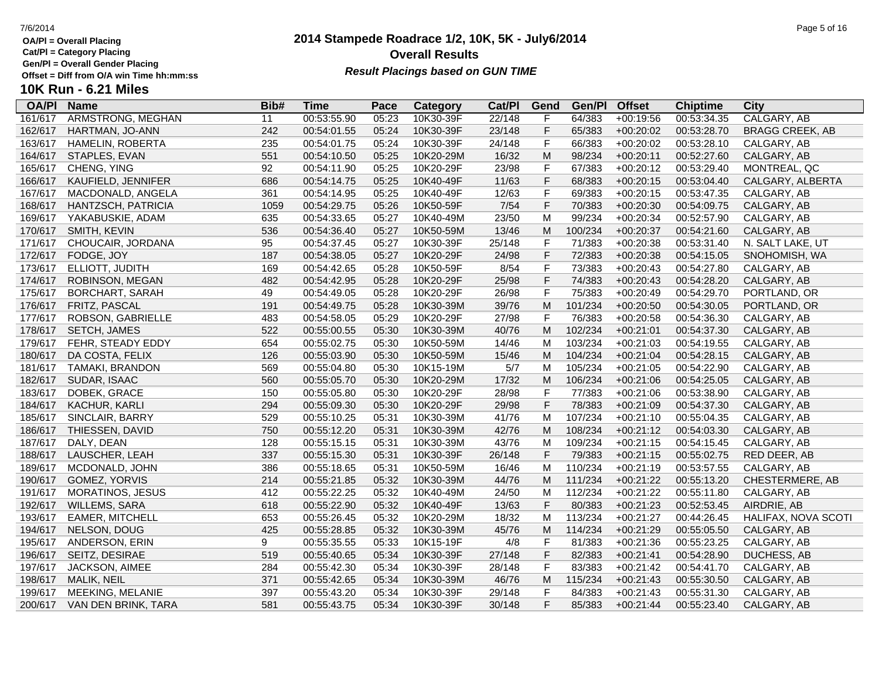OA/Pl = Overall Placing
Cat/Pl = Category Placing
Gen/Pl = Overall Gender Placing
Offset = Diff from O/A win Time hh:mm:ss

# 2014 Stampede Roadrace 1/2, 10K, 5K - July6/2014

## Overall Results

***Result Placings based on GUN TIME***

## 10K Run - 6.21 Miles

| OA/Pl | Name | Bib# | Time | Pace | Category | Cat/Pl | Gend | Gen/Pl | Offset | Chiptime | City |
|---|---|---|---|---|---|---|---|---|---|---|---|
| 161/617 | ARMSTRONG, MEGHAN | 11 | 00:53:55.90 | 05:23 | 10K30-39F | 22/148 | F | 64/383 | +00:19:56 | 00:53:34.35 | CALGARY, AB |
| 162/617 | HARTMAN, JO-ANN | 242 | 00:54:01.55 | 05:24 | 10K30-39F | 23/148 | F | 65/383 | +00:20:02 | 00:53:28.70 | BRAGG CREEK, AB |
| 163/617 | HAMELIN, ROBERTA | 235 | 00:54:01.75 | 05:24 | 10K30-39F | 24/148 | F | 66/383 | +00:20:02 | 00:53:28.10 | CALGARY, AB |
| 164/617 | STAPLES, EVAN | 551 | 00:54:10.50 | 05:25 | 10K20-29M | 16/32 | M | 98/234 | +00:20:11 | 00:52:27.60 | CALGARY, AB |
| 165/617 | CHENG, YING | 92 | 00:54:11.90 | 05:25 | 10K20-29F | 23/98 | F | 67/383 | +00:20:12 | 00:53:29.40 | MONTREAL, QC |
| 166/617 | KAUFIELD, JENNIFER | 686 | 00:54:14.75 | 05:25 | 10K40-49F | 11/63 | F | 68/383 | +00:20:15 | 00:53:04.40 | CALGARY, ALBERTA |
| 167/617 | MACDONALD, ANGELA | 361 | 00:54:14.95 | 05:25 | 10K40-49F | 12/63 | F | 69/383 | +00:20:15 | 00:53:47.35 | CALGARY, AB |
| 168/617 | HANTZSCH, PATRICIA | 1059 | 00:54:29.75 | 05:26 | 10K50-59F | 7/54 | F | 70/383 | +00:20:30 | 00:54:09.75 | CALGARY, AB |
| 169/617 | YAKABUSKIE, ADAM | 635 | 00:54:33.65 | 05:27 | 10K40-49M | 23/50 | M | 99/234 | +00:20:34 | 00:52:57.90 | CALGARY, AB |
| 170/617 | SMITH, KEVIN | 536 | 00:54:36.40 | 05:27 | 10K50-59M | 13/46 | M | 100/234 | +00:20:37 | 00:54:21.60 | CALGARY, AB |
| 171/617 | CHOUCAIR, JORDANA | 95 | 00:54:37.45 | 05:27 | 10K30-39F | 25/148 | F | 71/383 | +00:20:38 | 00:53:31.40 | N. SALT LAKE, UT |
| 172/617 | FODGE, JOY | 187 | 00:54:38.05 | 05:27 | 10K20-29F | 24/98 | F | 72/383 | +00:20:38 | 00:54:15.05 | SNOHOMISH, WA |
| 173/617 | ELLIOTT, JUDITH | 169 | 00:54:42.65 | 05:28 | 10K50-59F | 8/54 | F | 73/383 | +00:20:43 | 00:54:27.80 | CALGARY, AB |
| 174/617 | ROBINSON, MEGAN | 482 | 00:54:42.95 | 05:28 | 10K20-29F | 25/98 | F | 74/383 | +00:20:43 | 00:54:28.20 | CALGARY, AB |
| 175/617 | BORCHART, SARAH | 49 | 00:54:49.05 | 05:28 | 10K20-29F | 26/98 | F | 75/383 | +00:20:49 | 00:54:29.70 | PORTLAND, OR |
| 176/617 | FRITZ, PASCAL | 191 | 00:54:49.75 | 05:28 | 10K30-39M | 39/76 | M | 101/234 | +00:20:50 | 00:54:30.05 | PORTLAND, OR |
| 177/617 | ROBSON, GABRIELLE | 483 | 00:54:58.05 | 05:29 | 10K20-29F | 27/98 | F | 76/383 | +00:20:58 | 00:54:36.30 | CALGARY, AB |
| 178/617 | SETCH, JAMES | 522 | 00:55:00.55 | 05:30 | 10K30-39M | 40/76 | M | 102/234 | +00:21:01 | 00:54:37.30 | CALGARY, AB |
| 179/617 | FEHR, STEADY EDDY | 654 | 00:55:02.75 | 05:30 | 10K50-59M | 14/46 | M | 103/234 | +00:21:03 | 00:54:19.55 | CALGARY, AB |
| 180/617 | DA COSTA, FELIX | 126 | 00:55:03.90 | 05:30 | 10K50-59M | 15/46 | M | 104/234 | +00:21:04 | 00:54:28.15 | CALGARY, AB |
| 181/617 | TAMAKI, BRANDON | 569 | 00:55:04.80 | 05:30 | 10K15-19M | 5/7 | M | 105/234 | +00:21:05 | 00:54:22.90 | CALGARY, AB |
| 182/617 | SUDAR, ISAAC | 560 | 00:55:05.70 | 05:30 | 10K20-29M | 17/32 | M | 106/234 | +00:21:06 | 00:54:25.05 | CALGARY, AB |
| 183/617 | DOBEK, GRACE | 150 | 00:55:05.80 | 05:30 | 10K20-29F | 28/98 | F | 77/383 | +00:21:06 | 00:53:38.90 | CALGARY, AB |
| 184/617 | KACHUR, KARLI | 294 | 00:55:09.30 | 05:30 | 10K20-29F | 29/98 | F | 78/383 | +00:21:09 | 00:54:37.30 | CALGARY, AB |
| 185/617 | SINCLAIR, BARRY | 529 | 00:55:10.25 | 05:31 | 10K30-39M | 41/76 | M | 107/234 | +00:21:10 | 00:55:04.35 | CALGARY, AB |
| 186/617 | THIESSEN, DAVID | 750 | 00:55:12.20 | 05:31 | 10K30-39M | 42/76 | M | 108/234 | +00:21:12 | 00:54:03.30 | CALGARY, AB |
| 187/617 | DALY, DEAN | 128 | 00:55:15.15 | 05:31 | 10K30-39M | 43/76 | M | 109/234 | +00:21:15 | 00:54:15.45 | CALGARY, AB |
| 188/617 | LAUSCHER, LEAH | 337 | 00:55:15.30 | 05:31 | 10K30-39F | 26/148 | F | 79/383 | +00:21:15 | 00:55:02.75 | RED DEER, AB |
| 189/617 | MCDONALD, JOHN | 386 | 00:55:18.65 | 05:31 | 10K50-59M | 16/46 | M | 110/234 | +00:21:19 | 00:53:57.55 | CALGARY, AB |
| 190/617 | GOMEZ, YORVIS | 214 | 00:55:21.85 | 05:32 | 10K30-39M | 44/76 | M | 111/234 | +00:21:22 | 00:55:13.20 | CHESTERMERE, AB |
| 191/617 | MORATINOS, JESUS | 412 | 00:55:22.25 | 05:32 | 10K40-49M | 24/50 | M | 112/234 | +00:21:22 | 00:55:11.80 | CALGARY, AB |
| 192/617 | WILLEMS, SARA | 618 | 00:55:22.90 | 05:32 | 10K40-49F | 13/63 | F | 80/383 | +00:21:23 | 00:52:53.45 | AIRDRIE, AB |
| 193/617 | EAMER, MITCHELL | 653 | 00:55:26.45 | 05:32 | 10K20-29M | 18/32 | M | 113/234 | +00:21:27 | 00:44:26.45 | HALIFAX, NOVA SCOTI |
| 194/617 | NELSON, DOUG | 425 | 00:55:28.85 | 05:32 | 10K30-39M | 45/76 | M | 114/234 | +00:21:29 | 00:55:05.50 | CALGARY, AB |
| 195/617 | ANDERSON, ERIN | 9 | 00:55:35.55 | 05:33 | 10K15-19F | 4/8 | F | 81/383 | +00:21:36 | 00:55:23.25 | CALGARY, AB |
| 196/617 | SEITZ, DESIRAE | 519 | 00:55:40.65 | 05:34 | 10K30-39F | 27/148 | F | 82/383 | +00:21:41 | 00:54:28.90 | DUCHESS, AB |
| 197/617 | JACKSON, AIMEE | 284 | 00:55:42.30 | 05:34 | 10K30-39F | 28/148 | F | 83/383 | +00:21:42 | 00:54:41.70 | CALGARY, AB |
| 198/617 | MALIK, NEIL | 371 | 00:55:42.65 | 05:34 | 10K30-39M | 46/76 | M | 115/234 | +00:21:43 | 00:55:30.50 | CALGARY, AB |
| 199/617 | MEEKING, MELANIE | 397 | 00:55:43.20 | 05:34 | 10K30-39F | 29/148 | F | 84/383 | +00:21:43 | 00:55:31.30 | CALGARY, AB |
| 200/617 | VAN DEN BRINK, TARA | 581 | 00:55:43.75 | 05:34 | 10K30-39F | 30/148 | F | 85/383 | +00:21:44 | 00:55:23.40 | CALGARY, AB |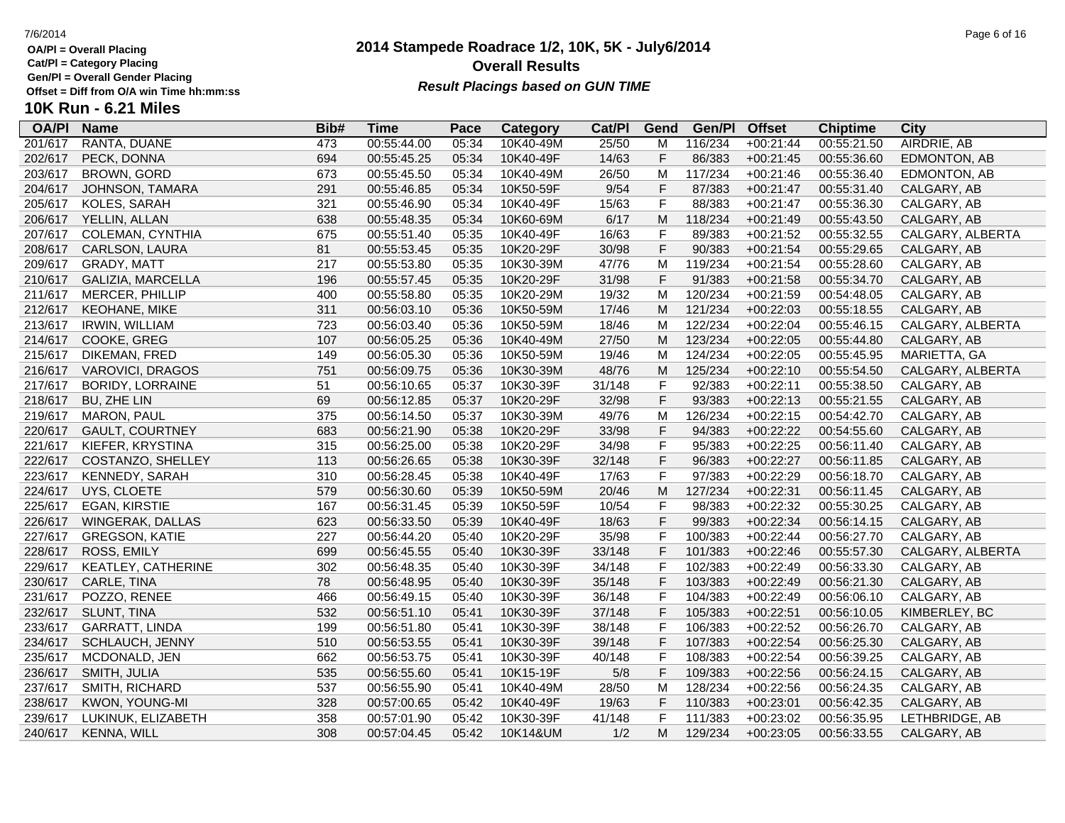OA/Pl = Overall Placing
Cat/Pl = Category Placing
Gen/Pl = Overall Gender Placing
Offset = Diff from O/A win Time hh:mm:ss

# 2014 Stampede Roadrace 1/2, 10K, 5K - July6/2014
## Overall Results
***Result Placings based on GUN TIME***

## 10K Run - 6.21 Miles

| OA/Pl | Name | Bib# | Time | Pace | Category | Cat/Pl | Gend | Gen/Pl | Offset | Chiptime | City |
|---|---|---|---|---|---|---|---|---|---|---|---|
| 201/617 | RANTA, DUANE | 473 | 00:55:44.00 | 05:34 | 10K40-49M | 25/50 | M | 116/234 | +00:21:44 | 00:55:21.50 | AIRDRIE, AB |
| 202/617 | PECK, DONNA | 694 | 00:55:45.25 | 05:34 | 10K40-49F | 14/63 | F | 86/383 | +00:21:45 | 00:55:36.60 | EDMONTON, AB |
| 203/617 | BROWN, GORD | 673 | 00:55:45.50 | 05:34 | 10K40-49M | 26/50 | M | 117/234 | +00:21:46 | 00:55:36.40 | EDMONTON, AB |
| 204/617 | JOHNSON, TAMARA | 291 | 00:55:46.85 | 05:34 | 10K50-59F | 9/54 | F | 87/383 | +00:21:47 | 00:55:31.40 | CALGARY, AB |
| 205/617 | KOLES, SARAH | 321 | 00:55:46.90 | 05:34 | 10K40-49F | 15/63 | F | 88/383 | +00:21:47 | 00:55:36.30 | CALGARY, AB |
| 206/617 | YELLIN, ALLAN | 638 | 00:55:48.35 | 05:34 | 10K60-69M | 6/17 | M | 118/234 | +00:21:49 | 00:55:43.50 | CALGARY, AB |
| 207/617 | COLEMAN, CYNTHIA | 675 | 00:55:51.40 | 05:35 | 10K40-49F | 16/63 | F | 89/383 | +00:21:52 | 00:55:32.55 | CALGARY, ALBERTA |
| 208/617 | CARLSON, LAURA | 81 | 00:55:53.45 | 05:35 | 10K20-29F | 30/98 | F | 90/383 | +00:21:54 | 00:55:29.65 | CALGARY, AB |
| 209/617 | GRADY, MATT | 217 | 00:55:53.80 | 05:35 | 10K30-39M | 47/76 | M | 119/234 | +00:21:54 | 00:55:28.60 | CALGARY, AB |
| 210/617 | GALIZIA, MARCELLA | 196 | 00:55:57.45 | 05:35 | 10K20-29F | 31/98 | F | 91/383 | +00:21:58 | 00:55:34.70 | CALGARY, AB |
| 211/617 | MERCER, PHILLIP | 400 | 00:55:58.80 | 05:35 | 10K20-29M | 19/32 | M | 120/234 | +00:21:59 | 00:54:48.05 | CALGARY, AB |
| 212/617 | KEOHANE, MIKE | 311 | 00:56:03.10 | 05:36 | 10K50-59M | 17/46 | M | 121/234 | +00:22:03 | 00:55:18.55 | CALGARY, AB |
| 213/617 | IRWIN, WILLIAM | 723 | 00:56:03.40 | 05:36 | 10K50-59M | 18/46 | M | 122/234 | +00:22:04 | 00:55:46.15 | CALGARY, ALBERTA |
| 214/617 | COOKE, GREG | 107 | 00:56:05.25 | 05:36 | 10K40-49M | 27/50 | M | 123/234 | +00:22:05 | 00:55:44.80 | CALGARY, AB |
| 215/617 | DIKEMAN, FRED | 149 | 00:56:05.30 | 05:36 | 10K50-59M | 19/46 | M | 124/234 | +00:22:05 | 00:55:45.95 | MARIETTA, GA |
| 216/617 | VAROVICI, DRAGOS | 751 | 00:56:09.75 | 05:36 | 10K30-39M | 48/76 | M | 125/234 | +00:22:10 | 00:55:54.50 | CALGARY, ALBERTA |
| 217/617 | BORIDY, LORRAINE | 51 | 00:56:10.65 | 05:37 | 10K30-39F | 31/148 | F | 92/383 | +00:22:11 | 00:55:38.50 | CALGARY, AB |
| 218/617 | BU, ZHE LIN | 69 | 00:56:12.85 | 05:37 | 10K20-29F | 32/98 | F | 93/383 | +00:22:13 | 00:55:21.55 | CALGARY, AB |
| 219/617 | MARON, PAUL | 375 | 00:56:14.50 | 05:37 | 10K30-39M | 49/76 | M | 126/234 | +00:22:15 | 00:54:42.70 | CALGARY, AB |
| 220/617 | GAULT, COURTNEY | 683 | 00:56:21.90 | 05:38 | 10K20-29F | 33/98 | F | 94/383 | +00:22:22 | 00:54:55.60 | CALGARY, AB |
| 221/617 | KIEFER, KRYSTINA | 315 | 00:56:25.00 | 05:38 | 10K20-29F | 34/98 | F | 95/383 | +00:22:25 | 00:56:11.40 | CALGARY, AB |
| 222/617 | COSTANZO, SHELLEY | 113 | 00:56:26.65 | 05:38 | 10K30-39F | 32/148 | F | 96/383 | +00:22:27 | 00:56:11.85 | CALGARY, AB |
| 223/617 | KENNEDY, SARAH | 310 | 00:56:28.45 | 05:38 | 10K40-49F | 17/63 | F | 97/383 | +00:22:29 | 00:56:18.70 | CALGARY, AB |
| 224/617 | UYS, CLOETE | 579 | 00:56:30.60 | 05:39 | 10K50-59M | 20/46 | M | 127/234 | +00:22:31 | 00:56:11.45 | CALGARY, AB |
| 225/617 | EGAN, KIRSTIE | 167 | 00:56:31.45 | 05:39 | 10K50-59F | 10/54 | F | 98/383 | +00:22:32 | 00:55:30.25 | CALGARY, AB |
| 226/617 | WINGERAK, DALLAS | 623 | 00:56:33.50 | 05:39 | 10K40-49F | 18/63 | F | 99/383 | +00:22:34 | 00:56:14.15 | CALGARY, AB |
| 227/617 | GREGSON, KATIE | 227 | 00:56:44.20 | 05:40 | 10K20-29F | 35/98 | F | 100/383 | +00:22:44 | 00:56:27.70 | CALGARY, AB |
| 228/617 | ROSS, EMILY | 699 | 00:56:45.55 | 05:40 | 10K30-39F | 33/148 | F | 101/383 | +00:22:46 | 00:55:57.30 | CALGARY, ALBERTA |
| 229/617 | KEATLEY, CATHERINE | 302 | 00:56:48.35 | 05:40 | 10K30-39F | 34/148 | F | 102/383 | +00:22:49 | 00:56:33.30 | CALGARY, AB |
| 230/617 | CARLE, TINA | 78 | 00:56:48.95 | 05:40 | 10K30-39F | 35/148 | F | 103/383 | +00:22:49 | 00:56:21.30 | CALGARY, AB |
| 231/617 | POZZO, RENEE | 466 | 00:56:49.15 | 05:40 | 10K30-39F | 36/148 | F | 104/383 | +00:22:49 | 00:56:06.10 | CALGARY, AB |
| 232/617 | SLUNT, TINA | 532 | 00:56:51.10 | 05:41 | 10K30-39F | 37/148 | F | 105/383 | +00:22:51 | 00:56:10.05 | KIMBERLEY, BC |
| 233/617 | GARRATT, LINDA | 199 | 00:56:51.80 | 05:41 | 10K30-39F | 38/148 | F | 106/383 | +00:22:52 | 00:56:26.70 | CALGARY, AB |
| 234/617 | SCHLAUCH, JENNY | 510 | 00:56:53.55 | 05:41 | 10K30-39F | 39/148 | F | 107/383 | +00:22:54 | 00:56:25.30 | CALGARY, AB |
| 235/617 | MCDONALD, JEN | 662 | 00:56:53.75 | 05:41 | 10K30-39F | 40/148 | F | 108/383 | +00:22:54 | 00:56:39.25 | CALGARY, AB |
| 236/617 | SMITH, JULIA | 535 | 00:56:55.60 | 05:41 | 10K15-19F | 5/8 | F | 109/383 | +00:22:56 | 00:56:24.15 | CALGARY, AB |
| 237/617 | SMITH, RICHARD | 537 | 00:56:55.90 | 05:41 | 10K40-49M | 28/50 | M | 128/234 | +00:22:56 | 00:56:24.35 | CALGARY, AB |
| 238/617 | KWON, YOUNG-MI | 328 | 00:57:00.65 | 05:42 | 10K40-49F | 19/63 | F | 110/383 | +00:23:01 | 00:56:42.35 | CALGARY, AB |
| 239/617 | LUKINUK, ELIZABETH | 358 | 00:57:01.90 | 05:42 | 10K30-39F | 41/148 | F | 111/383 | +00:23:02 | 00:56:35.95 | LETHBRIDGE, AB |
| 240/617 | KENNA, WILL | 308 | 00:57:04.45 | 05:42 | 10K14&UM | 1/2 | M | 129/234 | +00:23:05 | 00:56:33.55 | CALGARY, AB |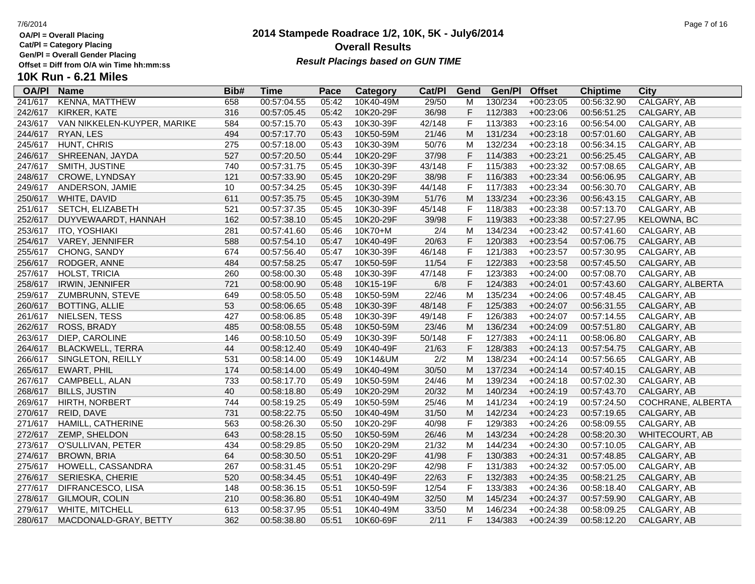# 2014 Stampede Roadrace 1/2, 10K, 5K - July6/2014

## Overall Results

***Result Placings based on GUN TIME***

OA/Pl = Overall Placing
Cat/Pl = Category Placing
Gen/Pl = Overall Gender Placing
Offset = Diff from O/A win Time hh:mm:ss

## 10K Run - 6.21 Miles

| OA/Pl | Name | Bib# | Time | Pace | Category | Cat/Pl | Gend | Gen/Pl | Offset | Chiptime | City |
|---|---|---|---|---|---|---|---|---|---|---|---|
| 241/617 | KENNA, MATTHEW | 658 | 00:57:04.55 | 05:42 | 10K40-49M | 29/50 | M | 130/234 | +00:23:05 | 00:56:32.90 | CALGARY, AB |
| 242/617 | KIRKER, KATE | 316 | 00:57:05.45 | 05:42 | 10K20-29F | 36/98 | F | 112/383 | +00:23:06 | 00:56:51.25 | CALGARY, AB |
| 243/617 | VAN NIKKELEN-KUYPER, MARIKE | 584 | 00:57:15.70 | 05:43 | 10K30-39F | 42/148 | F | 113/383 | +00:23:16 | 00:56:54.00 | CALGARY, AB |
| 244/617 | RYAN, LES | 494 | 00:57:17.70 | 05:43 | 10K50-59M | 21/46 | M | 131/234 | +00:23:18 | 00:57:01.60 | CALGARY, AB |
| 245/617 | HUNT, CHRIS | 275 | 00:57:18.00 | 05:43 | 10K30-39M | 50/76 | M | 132/234 | +00:23:18 | 00:56:34.15 | CALGARY, AB |
| 246/617 | SHREENAN, JAYDA | 527 | 00:57:20.50 | 05:44 | 10K20-29F | 37/98 | F | 114/383 | +00:23:21 | 00:56:25.45 | CALGARY, AB |
| 247/617 | SMITH, JUSTINE | 740 | 00:57:31.75 | 05:45 | 10K30-39F | 43/148 | F | 115/383 | +00:23:32 | 00:57:08.65 | CALGARY, AB |
| 248/617 | CROWE, LYNDSAY | 121 | 00:57:33.90 | 05:45 | 10K20-29F | 38/98 | F | 116/383 | +00:23:34 | 00:56:06.95 | CALGARY, AB |
| 249/617 | ANDERSON, JAMIE | 10 | 00:57:34.25 | 05:45 | 10K30-39F | 44/148 | F | 117/383 | +00:23:34 | 00:56:30.70 | CALGARY, AB |
| 250/617 | WHITE, DAVID | 611 | 00:57:35.75 | 05:45 | 10K30-39M | 51/76 | M | 133/234 | +00:23:36 | 00:56:43.15 | CALGARY, AB |
| 251/617 | SETCH, ELIZABETH | 521 | 00:57:37.35 | 05:45 | 10K30-39F | 45/148 | F | 118/383 | +00:23:38 | 00:57:13.70 | CALGARY, AB |
| 252/617 | DUYVEWAARDT, HANNAH | 162 | 00:57:38.10 | 05:45 | 10K20-29F | 39/98 | F | 119/383 | +00:23:38 | 00:57:27.95 | KELOWNA, BC |
| 253/617 | ITO, YOSHIAKI | 281 | 00:57:41.60 | 05:46 | 10K70+M | 2/4 | M | 134/234 | +00:23:42 | 00:57:41.60 | CALGARY, AB |
| 254/617 | VAREY, JENNIFER | 588 | 00:57:54.10 | 05:47 | 10K40-49F | 20/63 | F | 120/383 | +00:23:54 | 00:57:06.75 | CALGARY, AB |
| 255/617 | CHONG, SANDY | 674 | 00:57:56.40 | 05:47 | 10K30-39F | 46/148 | F | 121/383 | +00:23:57 | 00:57:30.95 | CALGARY, AB |
| 256/617 | RODGER, ANNE | 484 | 00:57:58.25 | 05:47 | 10K50-59F | 11/54 | F | 122/383 | +00:23:58 | 00:57:45.50 | CALGARY, AB |
| 257/617 | HOLST, TRICIA | 260 | 00:58:00.30 | 05:48 | 10K30-39F | 47/148 | F | 123/383 | +00:24:00 | 00:57:08.70 | CALGARY, AB |
| 258/617 | IRWIN, JENNIFER | 721 | 00:58:00.90 | 05:48 | 10K15-19F | 6/8 | F | 124/383 | +00:24:01 | 00:57:43.60 | CALGARY, ALBERTA |
| 259/617 | ZUMBRUNN, STEVE | 649 | 00:58:05.50 | 05:48 | 10K50-59M | 22/46 | M | 135/234 | +00:24:06 | 00:57:48.45 | CALGARY, AB |
| 260/617 | BOTTING, ALLIE | 53 | 00:58:06.65 | 05:48 | 10K30-39F | 48/148 | F | 125/383 | +00:24:07 | 00:56:31.55 | CALGARY, AB |
| 261/617 | NIELSEN, TESS | 427 | 00:58:06.85 | 05:48 | 10K30-39F | 49/148 | F | 126/383 | +00:24:07 | 00:57:14.55 | CALGARY, AB |
| 262/617 | ROSS, BRADY | 485 | 00:58:08.55 | 05:48 | 10K50-59M | 23/46 | M | 136/234 | +00:24:09 | 00:57:51.80 | CALGARY, AB |
| 263/617 | DIEP, CAROLINE | 146 | 00:58:10.50 | 05:49 | 10K30-39F | 50/148 | F | 127/383 | +00:24:11 | 00:58:06.80 | CALGARY, AB |
| 264/617 | BLACKWELL, TERRA | 44 | 00:58:12.40 | 05:49 | 10K40-49F | 21/63 | F | 128/383 | +00:24:13 | 00:57:54.75 | CALGARY, AB |
| 266/617 | SINGLETON, REILLY | 531 | 00:58:14.00 | 05:49 | 10K14&UM | 2/2 | M | 138/234 | +00:24:14 | 00:57:56.65 | CALGARY, AB |
| 265/617 | EWART, PHIL | 174 | 00:58:14.00 | 05:49 | 10K40-49M | 30/50 | M | 137/234 | +00:24:14 | 00:57:40.15 | CALGARY, AB |
| 267/617 | CAMPBELL, ALAN | 733 | 00:58:17.70 | 05:49 | 10K50-59M | 24/46 | M | 139/234 | +00:24:18 | 00:57:02.30 | CALGARY, AB |
| 268/617 | BILLS, JUSTIN | 40 | 00:58:18.80 | 05:49 | 10K20-29M | 20/32 | M | 140/234 | +00:24:19 | 00:57:43.70 | CALGARY, AB |
| 269/617 | HIRTH, NORBERT | 744 | 00:58:19.25 | 05:49 | 10K50-59M | 25/46 | M | 141/234 | +00:24:19 | 00:57:24.50 | COCHRANE, ALBERTA |
| 270/617 | REID, DAVE | 731 | 00:58:22.75 | 05:50 | 10K40-49M | 31/50 | M | 142/234 | +00:24:23 | 00:57:19.65 | CALGARY, AB |
| 271/617 | HAMILL, CATHERINE | 563 | 00:58:26.30 | 05:50 | 10K20-29F | 40/98 | F | 129/383 | +00:24:26 | 00:58:09.55 | CALGARY, AB |
| 272/617 | ZEMP, SHELDON | 643 | 00:58:28.15 | 05:50 | 10K50-59M | 26/46 | M | 143/234 | +00:24:28 | 00:58:20.30 | WHITECOURT, AB |
| 273/617 | O'SULLIVAN, PETER | 434 | 00:58:29.85 | 05:50 | 10K20-29M | 21/32 | M | 144/234 | +00:24:30 | 00:57:10.05 | CALGARY, AB |
| 274/617 | BROWN, BRIA | 64 | 00:58:30.50 | 05:51 | 10K20-29F | 41/98 | F | 130/383 | +00:24:31 | 00:57:48.85 | CALGARY, AB |
| 275/617 | HOWELL, CASSANDRA | 267 | 00:58:31.45 | 05:51 | 10K20-29F | 42/98 | F | 131/383 | +00:24:32 | 00:57:05.00 | CALGARY, AB |
| 276/617 | SERIESKA, CHERIE | 520 | 00:58:34.45 | 05:51 | 10K40-49F | 22/63 | F | 132/383 | +00:24:35 | 00:58:21.25 | CALGARY, AB |
| 277/617 | DIFRANCESCO, LISA | 148 | 00:58:36.15 | 05:51 | 10K50-59F | 12/54 | F | 133/383 | +00:24:36 | 00:58:18.40 | CALGARY, AB |
| 278/617 | GILMOUR, COLIN | 210 | 00:58:36.80 | 05:51 | 10K40-49M | 32/50 | M | 145/234 | +00:24:37 | 00:57:59.90 | CALGARY, AB |
| 279/617 | WHITE, MITCHELL | 613 | 00:58:37.95 | 05:51 | 10K40-49M | 33/50 | M | 146/234 | +00:24:38 | 00:58:09.25 | CALGARY, AB |
| 280/617 | MACDONALD-GRAY, BETTY | 362 | 00:58:38.80 | 05:51 | 10K60-69F | 2/11 | F | 134/383 | +00:24:39 | 00:58:12.20 | CALGARY, AB |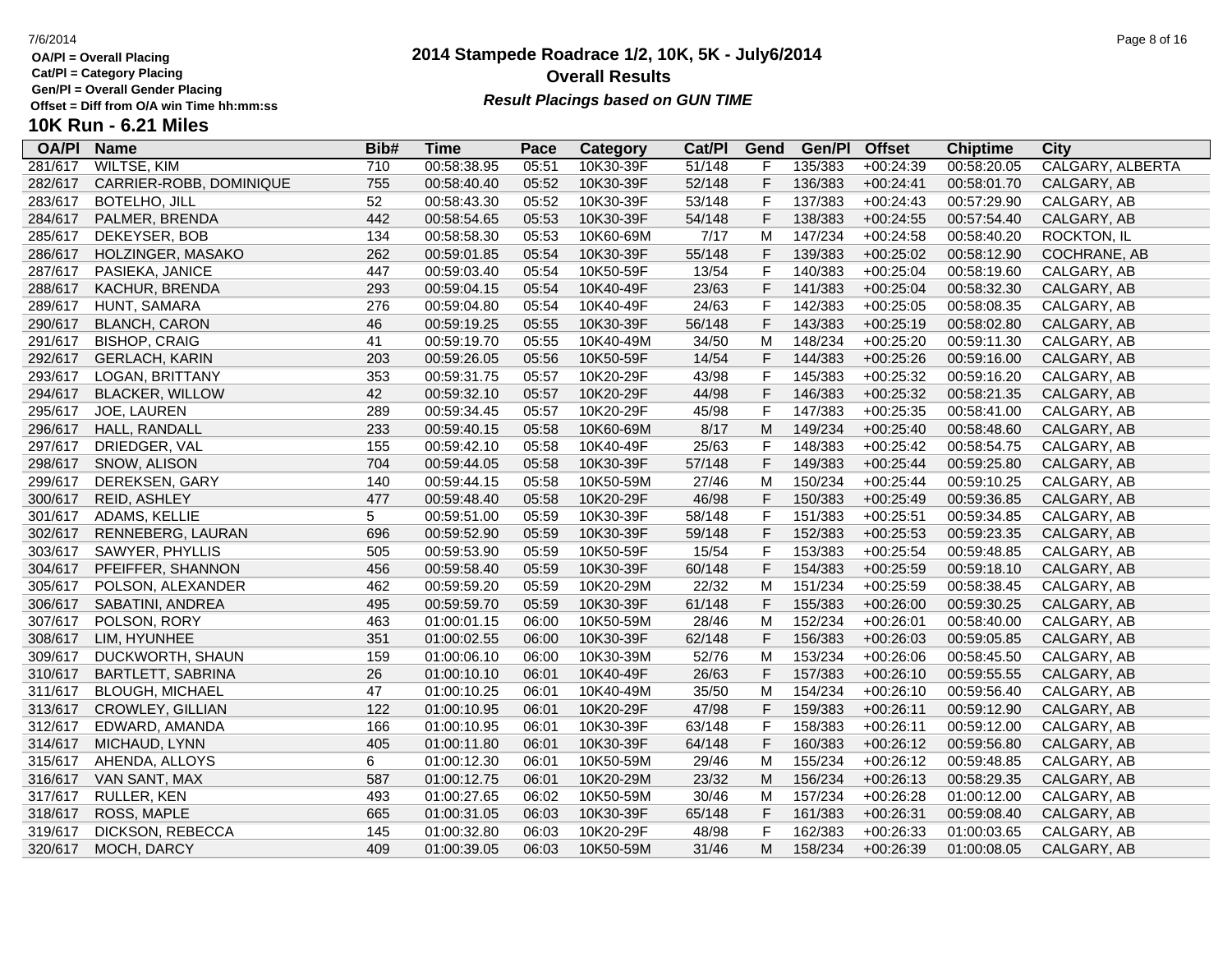OA/Pl = Overall Placing
Cat/Pl = Category Placing
Gen/Pl = Overall Gender Placing
Offset = Diff from O/A win Time hh:mm:ss

# 2014 Stampede Roadrace 1/2, 10K, 5K - July6/2014
## Overall Results
*Result Placings based on GUN TIME*

## 10K Run - 6.21 Miles

| OA/Pl | Name | Bib# | Time | Pace | Category | Cat/Pl | Gend | Gen/Pl | Offset | Chiptime | City |
|---|---|---|---|---|---|---|---|---|---|---|---|
| 281/617 | WILTSE, KIM | 710 | 00:58:38.95 | 05:51 | 10K30-39F | 51/148 | F | 135/383 | +00:24:39 | 00:58:20.05 | CALGARY, ALBERTA |
| 282/617 | CARRIER-ROBB, DOMINIQUE | 755 | 00:58:40.40 | 05:52 | 10K30-39F | 52/148 | F | 136/383 | +00:24:41 | 00:58:01.70 | CALGARY, AB |
| 283/617 | BOTELHO, JILL | 52 | 00:58:43.30 | 05:52 | 10K30-39F | 53/148 | F | 137/383 | +00:24:43 | 00:57:29.90 | CALGARY, AB |
| 284/617 | PALMER, BRENDA | 442 | 00:58:54.65 | 05:53 | 10K30-39F | 54/148 | F | 138/383 | +00:24:55 | 00:57:54.40 | CALGARY, AB |
| 285/617 | DEKEYSER, BOB | 134 | 00:58:58.30 | 05:53 | 10K60-69M | 7/17 | M | 147/234 | +00:24:58 | 00:58:40.20 | ROCKTON, IL |
| 286/617 | HOLZINGER, MASAKO | 262 | 00:59:01.85 | 05:54 | 10K30-39F | 55/148 | F | 139/383 | +00:25:02 | 00:58:12.90 | COCHRANE, AB |
| 287/617 | PASIEKA, JANICE | 447 | 00:59:03.40 | 05:54 | 10K50-59F | 13/54 | F | 140/383 | +00:25:04 | 00:58:19.60 | CALGARY, AB |
| 288/617 | KACHUR, BRENDA | 293 | 00:59:04.15 | 05:54 | 10K40-49F | 23/63 | F | 141/383 | +00:25:04 | 00:58:32.30 | CALGARY, AB |
| 289/617 | HUNT, SAMARA | 276 | 00:59:04.80 | 05:54 | 10K40-49F | 24/63 | F | 142/383 | +00:25:05 | 00:58:08.35 | CALGARY, AB |
| 290/617 | BLANCH, CARON | 46 | 00:59:19.25 | 05:55 | 10K30-39F | 56/148 | F | 143/383 | +00:25:19 | 00:58:02.80 | CALGARY, AB |
| 291/617 | BISHOP, CRAIG | 41 | 00:59:19.70 | 05:55 | 10K40-49M | 34/50 | M | 148/234 | +00:25:20 | 00:59:11.30 | CALGARY, AB |
| 292/617 | GERLACH, KARIN | 203 | 00:59:26.05 | 05:56 | 10K50-59F | 14/54 | F | 144/383 | +00:25:26 | 00:59:16.00 | CALGARY, AB |
| 293/617 | LOGAN, BRITTANY | 353 | 00:59:31.75 | 05:57 | 10K20-29F | 43/98 | F | 145/383 | +00:25:32 | 00:59:16.20 | CALGARY, AB |
| 294/617 | BLACKER, WILLOW | 42 | 00:59:32.10 | 05:57 | 10K20-29F | 44/98 | F | 146/383 | +00:25:32 | 00:58:21.35 | CALGARY, AB |
| 295/617 | JOE, LAUREN | 289 | 00:59:34.45 | 05:57 | 10K20-29F | 45/98 | F | 147/383 | +00:25:35 | 00:58:41.00 | CALGARY, AB |
| 296/617 | HALL, RANDALL | 233 | 00:59:40.15 | 05:58 | 10K60-69M | 8/17 | M | 149/234 | +00:25:40 | 00:58:48.60 | CALGARY, AB |
| 297/617 | DRIEDGER, VAL | 155 | 00:59:42.10 | 05:58 | 10K40-49F | 25/63 | F | 148/383 | +00:25:42 | 00:58:54.75 | CALGARY, AB |
| 298/617 | SNOW, ALISON | 704 | 00:59:44.05 | 05:58 | 10K30-39F | 57/148 | F | 149/383 | +00:25:44 | 00:59:25.80 | CALGARY, AB |
| 299/617 | DEREKSEN, GARY | 140 | 00:59:44.15 | 05:58 | 10K50-59M | 27/46 | M | 150/234 | +00:25:44 | 00:59:10.25 | CALGARY, AB |
| 300/617 | REID, ASHLEY | 477 | 00:59:48.40 | 05:58 | 10K20-29F | 46/98 | F | 150/383 | +00:25:49 | 00:59:36.85 | CALGARY, AB |
| 301/617 | ADAMS, KELLIE | 5 | 00:59:51.00 | 05:59 | 10K30-39F | 58/148 | F | 151/383 | +00:25:51 | 00:59:34.85 | CALGARY, AB |
| 302/617 | RENNEBERG, LAURAN | 696 | 00:59:52.90 | 05:59 | 10K30-39F | 59/148 | F | 152/383 | +00:25:53 | 00:59:23.35 | CALGARY, AB |
| 303/617 | SAWYER, PHYLLIS | 505 | 00:59:53.90 | 05:59 | 10K50-59F | 15/54 | F | 153/383 | +00:25:54 | 00:59:48.85 | CALGARY, AB |
| 304/617 | PFEIFFER, SHANNON | 456 | 00:59:58.40 | 05:59 | 10K30-39F | 60/148 | F | 154/383 | +00:25:59 | 00:59:18.10 | CALGARY, AB |
| 305/617 | POLSON, ALEXANDER | 462 | 00:59:59.20 | 05:59 | 10K20-29M | 22/32 | M | 151/234 | +00:25:59 | 00:58:38.45 | CALGARY, AB |
| 306/617 | SABATINI, ANDREA | 495 | 00:59:59.70 | 05:59 | 10K30-39F | 61/148 | F | 155/383 | +00:26:00 | 00:59:30.25 | CALGARY, AB |
| 307/617 | POLSON, RORY | 463 | 01:00:01.15 | 06:00 | 10K50-59M | 28/46 | M | 152/234 | +00:26:01 | 00:58:40.00 | CALGARY, AB |
| 308/617 | LIM, HYUNHEE | 351 | 01:00:02.55 | 06:00 | 10K30-39F | 62/148 | F | 156/383 | +00:26:03 | 00:59:05.85 | CALGARY, AB |
| 309/617 | DUCKWORTH, SHAUN | 159 | 01:00:06.10 | 06:00 | 10K30-39M | 52/76 | M | 153/234 | +00:26:06 | 00:58:45.50 | CALGARY, AB |
| 310/617 | BARTLETT, SABRINA | 26 | 01:00:10.10 | 06:01 | 10K40-49F | 26/63 | F | 157/383 | +00:26:10 | 00:59:55.55 | CALGARY, AB |
| 311/617 | BLOUGH, MICHAEL | 47 | 01:00:10.25 | 06:01 | 10K40-49M | 35/50 | M | 154/234 | +00:26:10 | 00:59:56.40 | CALGARY, AB |
| 313/617 | CROWLEY, GILLIAN | 122 | 01:00:10.95 | 06:01 | 10K20-29F | 47/98 | F | 159/383 | +00:26:11 | 00:59:12.90 | CALGARY, AB |
| 312/617 | EDWARD, AMANDA | 166 | 01:00:10.95 | 06:01 | 10K30-39F | 63/148 | F | 158/383 | +00:26:11 | 00:59:12.00 | CALGARY, AB |
| 314/617 | MICHAUD, LYNN | 405 | 01:00:11.80 | 06:01 | 10K30-39F | 64/148 | F | 160/383 | +00:26:12 | 00:59:56.80 | CALGARY, AB |
| 315/617 | AHENDA, ALLOYS | 6 | 01:00:12.30 | 06:01 | 10K50-59M | 29/46 | M | 155/234 | +00:26:12 | 00:59:48.85 | CALGARY, AB |
| 316/617 | VAN SANT, MAX | 587 | 01:00:12.75 | 06:01 | 10K20-29M | 23/32 | M | 156/234 | +00:26:13 | 00:58:29.35 | CALGARY, AB |
| 317/617 | RULLER, KEN | 493 | 01:00:27.65 | 06:02 | 10K50-59M | 30/46 | M | 157/234 | +00:26:28 | 01:00:12.00 | CALGARY, AB |
| 318/617 | ROSS, MAPLE | 665 | 01:00:31.05 | 06:03 | 10K30-39F | 65/148 | F | 161/383 | +00:26:31 | 00:59:08.40 | CALGARY, AB |
| 319/617 | DICKSON, REBECCA | 145 | 01:00:32.80 | 06:03 | 10K20-29F | 48/98 | F | 162/383 | +00:26:33 | 01:00:03.65 | CALGARY, AB |
| 320/617 | MOCH, DARCY | 409 | 01:00:39.05 | 06:03 | 10K50-59M | 31/46 | M | 158/234 | +00:26:39 | 01:00:08.05 | CALGARY, AB |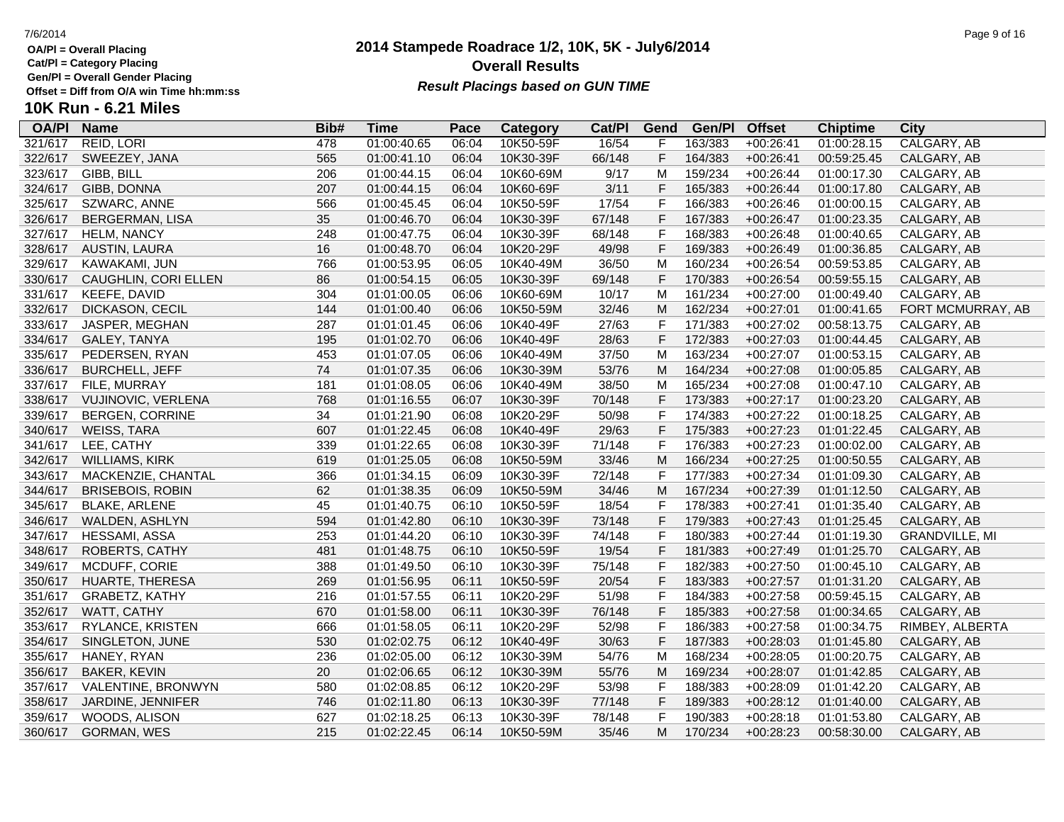OA/Pl = Overall Placing
Cat/Pl = Category Placing
Gen/Pl = Overall Gender Placing
Offset = Diff from O/A win Time hh:mm:ss

# 2014 Stampede Roadrace 1/2, 10K, 5K - July6/2014

## Overall Results

***Result Placings based on GUN TIME***

## 10K Run - 6.21 Miles

| OA/Pl | Name | Bib# | Time | Pace | Category | Cat/Pl | Gend | Gen/Pl | Offset | Chiptime | City |
|---|---|---|---|---|---|---|---|---|---|---|---|
| 321/617 | REID, LORI | 478 | 01:00:40.65 | 06:04 | 10K50-59F | 16/54 | F | 163/383 | +00:26:41 | 01:00:28.15 | CALGARY, AB |
| 322/617 | SWEEZEY, JANA | 565 | 01:00:41.10 | 06:04 | 10K30-39F | 66/148 | F | 164/383 | +00:26:41 | 00:59:25.45 | CALGARY, AB |
| 323/617 | GIBB, BILL | 206 | 01:00:44.15 | 06:04 | 10K60-69M | 9/17 | M | 159/234 | +00:26:44 | 01:00:17.30 | CALGARY, AB |
| 324/617 | GIBB, DONNA | 207 | 01:00:44.15 | 06:04 | 10K60-69F | 3/11 | F | 165/383 | +00:26:44 | 01:00:17.80 | CALGARY, AB |
| 325/617 | SZWARC, ANNE | 566 | 01:00:45.45 | 06:04 | 10K50-59F | 17/54 | F | 166/383 | +00:26:46 | 01:00:00.15 | CALGARY, AB |
| 326/617 | BERGERMAN, LISA | 35 | 01:00:46.70 | 06:04 | 10K30-39F | 67/148 | F | 167/383 | +00:26:47 | 01:00:23.35 | CALGARY, AB |
| 327/617 | HELM, NANCY | 248 | 01:00:47.75 | 06:04 | 10K30-39F | 68/148 | F | 168/383 | +00:26:48 | 01:00:40.65 | CALGARY, AB |
| 328/617 | AUSTIN, LAURA | 16 | 01:00:48.70 | 06:04 | 10K20-29F | 49/98 | F | 169/383 | +00:26:49 | 01:00:36.85 | CALGARY, AB |
| 329/617 | KAWAKAMI, JUN | 766 | 01:00:53.95 | 06:05 | 10K40-49M | 36/50 | M | 160/234 | +00:26:54 | 00:59:53.85 | CALGARY, AB |
| 330/617 | CAUGHLIN, CORI ELLEN | 86 | 01:00:54.15 | 06:05 | 10K30-39F | 69/148 | F | 170/383 | +00:26:54 | 00:59:55.15 | CALGARY, AB |
| 331/617 | KEEFE, DAVID | 304 | 01:01:00.05 | 06:06 | 10K60-69M | 10/17 | M | 161/234 | +00:27:00 | 01:00:49.40 | CALGARY, AB |
| 332/617 | DICKASON, CECIL | 144 | 01:01:00.40 | 06:06 | 10K50-59M | 32/46 | M | 162/234 | +00:27:01 | 01:00:41.65 | FORT MCMURRAY, AB |
| 333/617 | JASPER, MEGHAN | 287 | 01:01:01.45 | 06:06 | 10K40-49F | 27/63 | F | 171/383 | +00:27:02 | 00:58:13.75 | CALGARY, AB |
| 334/617 | GALEY, TANYA | 195 | 01:01:02.70 | 06:06 | 10K40-49F | 28/63 | F | 172/383 | +00:27:03 | 01:00:44.45 | CALGARY, AB |
| 335/617 | PEDERSEN, RYAN | 453 | 01:01:07.05 | 06:06 | 10K40-49M | 37/50 | M | 163/234 | +00:27:07 | 01:00:53.15 | CALGARY, AB |
| 336/617 | BURCHELL, JEFF | 74 | 01:01:07.35 | 06:06 | 10K30-39M | 53/76 | M | 164/234 | +00:27:08 | 01:00:05.85 | CALGARY, AB |
| 337/617 | FILE, MURRAY | 181 | 01:01:08.05 | 06:06 | 10K40-49M | 38/50 | M | 165/234 | +00:27:08 | 01:00:47.10 | CALGARY, AB |
| 338/617 | VUJINOVIC, VERLENA | 768 | 01:01:16.55 | 06:07 | 10K30-39F | 70/148 | F | 173/383 | +00:27:17 | 01:00:23.20 | CALGARY, AB |
| 339/617 | BERGEN, CORRINE | 34 | 01:01:21.90 | 06:08 | 10K20-29F | 50/98 | F | 174/383 | +00:27:22 | 01:00:18.25 | CALGARY, AB |
| 340/617 | WEISS, TARA | 607 | 01:01:22.45 | 06:08 | 10K40-49F | 29/63 | F | 175/383 | +00:27:23 | 01:01:22.45 | CALGARY, AB |
| 341/617 | LEE, CATHY | 339 | 01:01:22.65 | 06:08 | 10K30-39F | 71/148 | F | 176/383 | +00:27:23 | 01:00:02.00 | CALGARY, AB |
| 342/617 | WILLIAMS, KIRK | 619 | 01:01:25.05 | 06:08 | 10K50-59M | 33/46 | M | 166/234 | +00:27:25 | 01:00:50.55 | CALGARY, AB |
| 343/617 | MACKENZIE, CHANTAL | 366 | 01:01:34.15 | 06:09 | 10K30-39F | 72/148 | F | 177/383 | +00:27:34 | 01:01:09.30 | CALGARY, AB |
| 344/617 | BRISEBOIS, ROBIN | 62 | 01:01:38.35 | 06:09 | 10K50-59M | 34/46 | M | 167/234 | +00:27:39 | 01:01:12.50 | CALGARY, AB |
| 345/617 | BLAKE, ARLENE | 45 | 01:01:40.75 | 06:10 | 10K50-59F | 18/54 | F | 178/383 | +00:27:41 | 01:01:35.40 | CALGARY, AB |
| 346/617 | WALDEN, ASHLYN | 594 | 01:01:42.80 | 06:10 | 10K30-39F | 73/148 | F | 179/383 | +00:27:43 | 01:01:25.45 | CALGARY, AB |
| 347/617 | HESSAMI, ASSA | 253 | 01:01:44.20 | 06:10 | 10K30-39F | 74/148 | F | 180/383 | +00:27:44 | 01:01:19.30 | GRANDVILLE, MI |
| 348/617 | ROBERTS, CATHY | 481 | 01:01:48.75 | 06:10 | 10K50-59F | 19/54 | F | 181/383 | +00:27:49 | 01:01:25.70 | CALGARY, AB |
| 349/617 | MCDUFF, CORIE | 388 | 01:01:49.50 | 06:10 | 10K30-39F | 75/148 | F | 182/383 | +00:27:50 | 01:00:45.10 | CALGARY, AB |
| 350/617 | HUARTE, THERESA | 269 | 01:01:56.95 | 06:11 | 10K50-59F | 20/54 | F | 183/383 | +00:27:57 | 01:01:31.20 | CALGARY, AB |
| 351/617 | GRABETZ, KATHY | 216 | 01:01:57.55 | 06:11 | 10K20-29F | 51/98 | F | 184/383 | +00:27:58 | 00:59:45.15 | CALGARY, AB |
| 352/617 | WATT, CATHY | 670 | 01:01:58.00 | 06:11 | 10K30-39F | 76/148 | F | 185/383 | +00:27:58 | 01:00:34.65 | CALGARY, AB |
| 353/617 | RYLANCE, KRISTEN | 666 | 01:01:58.05 | 06:11 | 10K20-29F | 52/98 | F | 186/383 | +00:27:58 | 01:00:34.75 | RIMBEY, ALBERTA |
| 354/617 | SINGLETON, JUNE | 530 | 01:02:02.75 | 06:12 | 10K40-49F | 30/63 | F | 187/383 | +00:28:03 | 01:01:45.80 | CALGARY, AB |
| 355/617 | HANEY, RYAN | 236 | 01:02:05.00 | 06:12 | 10K30-39M | 54/76 | M | 168/234 | +00:28:05 | 01:00:20.75 | CALGARY, AB |
| 356/617 | BAKER, KEVIN | 20 | 01:02:06.65 | 06:12 | 10K30-39M | 55/76 | M | 169/234 | +00:28:07 | 01:01:42.85 | CALGARY, AB |
| 357/617 | VALENTINE, BRONWYN | 580 | 01:02:08.85 | 06:12 | 10K20-29F | 53/98 | F | 188/383 | +00:28:09 | 01:01:42.20 | CALGARY, AB |
| 358/617 | JARDINE, JENNIFER | 746 | 01:02:11.80 | 06:13 | 10K30-39F | 77/148 | F | 189/383 | +00:28:12 | 01:01:40.00 | CALGARY, AB |
| 359/617 | WOODS, ALISON | 627 | 01:02:18.25 | 06:13 | 10K30-39F | 78/148 | F | 190/383 | +00:28:18 | 01:01:53.80 | CALGARY, AB |
| 360/617 | GORMAN, WES | 215 | 01:02:22.45 | 06:14 | 10K50-59M | 35/46 | M | 170/234 | +00:28:23 | 00:58:30.00 | CALGARY, AB |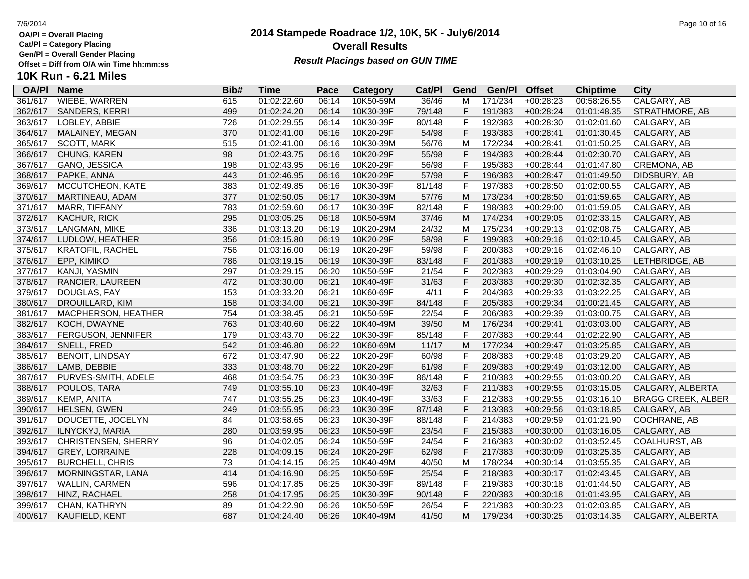OA/Pl = Overall Placing
Cat/Pl = Category Placing
Gen/Pl = Overall Gender Placing
Offset = Diff from O/A win Time hh:mm:ss

# 2014 Stampede Roadrace 1/2, 10K, 5K - July6/2014

## Overall Results

*Result Placings based on GUN TIME*

## 10K Run - 6.21 Miles

| OA/Pl | Name | Bib# | Time | Pace | Category | Cat/Pl | Gend | Gen/Pl | Offset | Chiptime | City |
|---|---|---|---|---|---|---|---|---|---|---|---|
| 361/617 | WIEBE, WARREN | 615 | 01:02:22.60 | 06:14 | 10K50-59M | 36/46 | M | 171/234 | +00:28:23 | 00:58:26.55 | CALGARY, AB |
| 362/617 | SANDERS, KERRI | 499 | 01:02:24.20 | 06:14 | 10K30-39F | 79/148 | F | 191/383 | +00:28:24 | 01:01:48.35 | STRATHMORE, AB |
| 363/617 | LOBLEY, ABBIE | 726 | 01:02:29.55 | 06:14 | 10K30-39F | 80/148 | F | 192/383 | +00:28:30 | 01:02:01.60 | CALGARY, AB |
| 364/617 | MALAINEY, MEGAN | 370 | 01:02:41.00 | 06:16 | 10K20-29F | 54/98 | F | 193/383 | +00:28:41 | 01:01:30.45 | CALGARY, AB |
| 365/617 | SCOTT, MARK | 515 | 01:02:41.00 | 06:16 | 10K30-39M | 56/76 | M | 172/234 | +00:28:41 | 01:01:50.25 | CALGARY, AB |
| 366/617 | CHUNG, KAREN | 98 | 01:02:43.75 | 06:16 | 10K20-29F | 55/98 | F | 194/383 | +00:28:44 | 01:02:30.70 | CALGARY, AB |
| 367/617 | GANO, JESSICA | 198 | 01:02:43.95 | 06:16 | 10K20-29F | 56/98 | F | 195/383 | +00:28:44 | 01:01:47.80 | CREMONA, AB |
| 368/617 | PAPKE, ANNA | 443 | 01:02:46.95 | 06:16 | 10K20-29F | 57/98 | F | 196/383 | +00:28:47 | 01:01:49.50 | DIDSBURY, AB |
| 369/617 | MCCUTCHEON, KATE | 383 | 01:02:49.85 | 06:16 | 10K30-39F | 81/148 | F | 197/383 | +00:28:50 | 01:02:00.55 | CALGARY, AB |
| 370/617 | MARTINEAU, ADAM | 377 | 01:02:50.05 | 06:17 | 10K30-39M | 57/76 | M | 173/234 | +00:28:50 | 01:01:59.65 | CALGARY, AB |
| 371/617 | MARR, TIFFANY | 783 | 01:02:59.60 | 06:17 | 10K30-39F | 82/148 | F | 198/383 | +00:29:00 | 01:01:59.05 | CALGARY, AB |
| 372/617 | KACHUR, RICK | 295 | 01:03:05.25 | 06:18 | 10K50-59M | 37/46 | M | 174/234 | +00:29:05 | 01:02:33.15 | CALGARY, AB |
| 373/617 | LANGMAN, MIKE | 336 | 01:03:13.20 | 06:19 | 10K20-29M | 24/32 | M | 175/234 | +00:29:13 | 01:02:08.75 | CALGARY, AB |
| 374/617 | LUDLOW, HEATHER | 356 | 01:03:15.80 | 06:19 | 10K20-29F | 58/98 | F | 199/383 | +00:29:16 | 01:02:10.45 | CALGARY, AB |
| 375/617 | KRATOFIL, RACHEL | 756 | 01:03:16.00 | 06:19 | 10K20-29F | 59/98 | F | 200/383 | +00:29:16 | 01:02:46.10 | CALGARY, AB |
| 376/617 | EPP, KIMIKO | 786 | 01:03:19.15 | 06:19 | 10K30-39F | 83/148 | F | 201/383 | +00:29:19 | 01:03:10.25 | LETHBRIDGE, AB |
| 377/617 | KANJI, YASMIN | 297 | 01:03:29.15 | 06:20 | 10K50-59F | 21/54 | F | 202/383 | +00:29:29 | 01:03:04.90 | CALGARY, AB |
| 378/617 | RANCIER, LAUREEN | 472 | 01:03:30.00 | 06:21 | 10K40-49F | 31/63 | F | 203/383 | +00:29:30 | 01:02:32.35 | CALGARY, AB |
| 379/617 | DOUGLAS, FAY | 153 | 01:03:33.20 | 06:21 | 10K60-69F | 4/11 | F | 204/383 | +00:29:33 | 01:03:22.25 | CALGARY, AB |
| 380/617 | DROUILLARD, KIM | 158 | 01:03:34.00 | 06:21 | 10K30-39F | 84/148 | F | 205/383 | +00:29:34 | 01:00:21.45 | CALGARY, AB |
| 381/617 | MACPHERSON, HEATHER | 754 | 01:03:38.45 | 06:21 | 10K50-59F | 22/54 | F | 206/383 | +00:29:39 | 01:03:00.75 | CALGARY, AB |
| 382/617 | KOCH, DWAYNE | 763 | 01:03:40.60 | 06:22 | 10K40-49M | 39/50 | M | 176/234 | +00:29:41 | 01:03:03.00 | CALGARY, AB |
| 383/617 | FERGUSON, JENNIFER | 179 | 01:03:43.70 | 06:22 | 10K30-39F | 85/148 | F | 207/383 | +00:29:44 | 01:02:22.90 | CALGARY, AB |
| 384/617 | SNELL, FRED | 542 | 01:03:46.80 | 06:22 | 10K60-69M | 11/17 | M | 177/234 | +00:29:47 | 01:03:25.85 | CALGARY, AB |
| 385/617 | BENOIT, LINDSAY | 672 | 01:03:47.90 | 06:22 | 10K20-29F | 60/98 | F | 208/383 | +00:29:48 | 01:03:29.20 | CALGARY, AB |
| 386/617 | LAMB, DEBBIE | 333 | 01:03:48.70 | 06:22 | 10K20-29F | 61/98 | F | 209/383 | +00:29:49 | 01:03:12.00 | CALGARY, AB |
| 387/617 | PURVES-SMITH, ADELE | 468 | 01:03:54.75 | 06:23 | 10K30-39F | 86/148 | F | 210/383 | +00:29:55 | 01:03:00.20 | CALGARY, AB |
| 388/617 | POULOS, TARA | 749 | 01:03:55.10 | 06:23 | 10K40-49F | 32/63 | F | 211/383 | +00:29:55 | 01:03:15.05 | CALGARY, ALBERTA |
| 389/617 | KEMP, ANITA | 747 | 01:03:55.25 | 06:23 | 10K40-49F | 33/63 | F | 212/383 | +00:29:55 | 01:03:16.10 | BRAGG CREEK, ALBER |
| 390/617 | HELSEN, GWEN | 249 | 01:03:55.95 | 06:23 | 10K30-39F | 87/148 | F | 213/383 | +00:29:56 | 01:03:18.85 | CALGARY, AB |
| 391/617 | DOUCETTE, JOCELYN | 84 | 01:03:58.65 | 06:23 | 10K30-39F | 88/148 | F | 214/383 | +00:29:59 | 01:01:21.90 | COCHRANE, AB |
| 392/617 | ILNYCKYJ, MARIA | 280 | 01:03:59.95 | 06:23 | 10K50-59F | 23/54 | F | 215/383 | +00:30:00 | 01:03:16.05 | CALGARY, AB |
| 393/617 | CHRISTENSEN, SHERRY | 96 | 01:04:02.05 | 06:24 | 10K50-59F | 24/54 | F | 216/383 | +00:30:02 | 01:03:52.45 | COALHURST, AB |
| 394/617 | GREY, LORRAINE | 228 | 01:04:09.15 | 06:24 | 10K20-29F | 62/98 | F | 217/383 | +00:30:09 | 01:03:25.35 | CALGARY, AB |
| 395/617 | BURCHELL, CHRIS | 73 | 01:04:14.15 | 06:25 | 10K40-49M | 40/50 | M | 178/234 | +00:30:14 | 01:03:55.35 | CALGARY, AB |
| 396/617 | MORNINGSTAR, LANA | 414 | 01:04:16.90 | 06:25 | 10K50-59F | 25/54 | F | 218/383 | +00:30:17 | 01:02:43.45 | CALGARY, AB |
| 397/617 | WALLIN, CARMEN | 596 | 01:04:17.85 | 06:25 | 10K30-39F | 89/148 | F | 219/383 | +00:30:18 | 01:01:44.50 | CALGARY, AB |
| 398/617 | HINZ, RACHAEL | 258 | 01:04:17.95 | 06:25 | 10K30-39F | 90/148 | F | 220/383 | +00:30:18 | 01:01:43.95 | CALGARY, AB |
| 399/617 | CHAN, KATHRYN | 89 | 01:04:22.90 | 06:26 | 10K50-59F | 26/54 | F | 221/383 | +00:30:23 | 01:02:03.85 | CALGARY, AB |
| 400/617 | KAUFIELD, KENT | 687 | 01:04:24.40 | 06:26 | 10K40-49M | 41/50 | M | 179/234 | +00:30:25 | 01:03:14.35 | CALGARY, ALBERTA |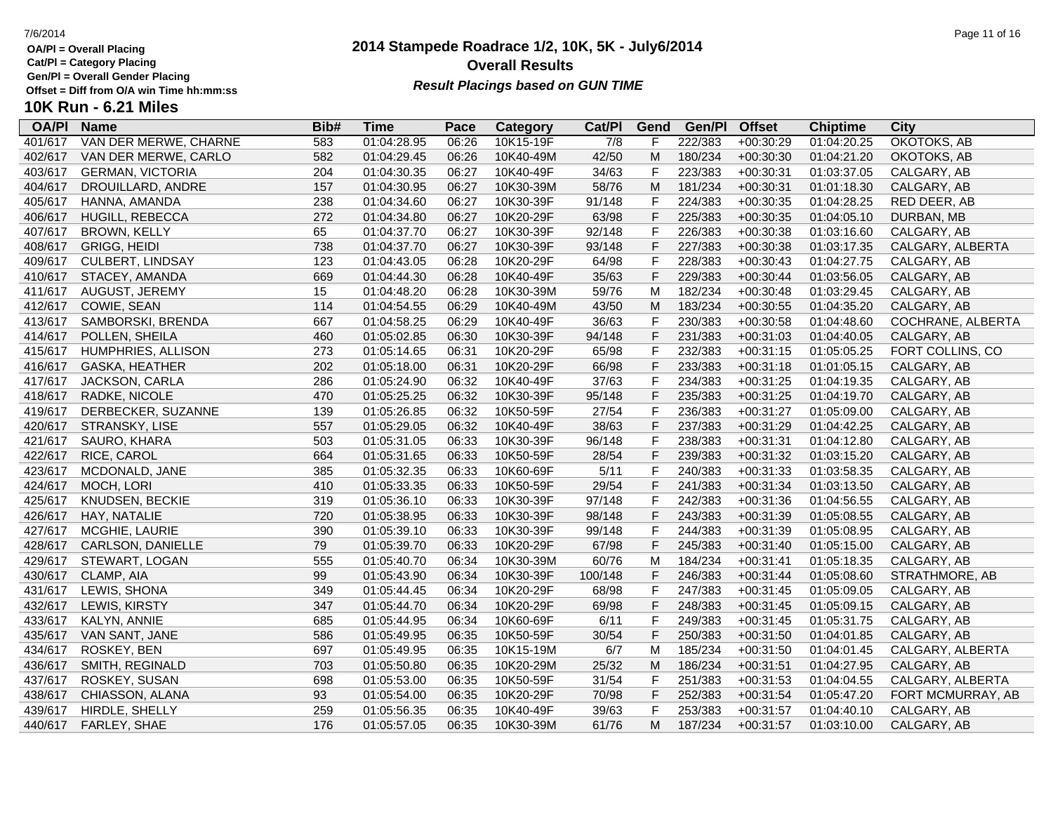# 2014 Stampede Roadrace 1/2, 10K, 5K - July6/2014

## Overall Results

***Result Placings based on GUN TIME***

7/6/2014

**OA/Pl = Overall Placing**
**Cat/Pl = Category Placing**
**Gen/Pl = Overall Gender Placing**
**Offset = Diff from O/A win Time hh:mm:ss**

### 10K Run - 6.21 Miles

| OA/Pl | Name | Bib# | Time | Pace | Category | Cat/Pl | Gend | Gen/Pl | Offset | Chiptime | City |
|---|---|---|---|---|---|---|---|---|---|---|---|
| 401/617 | VAN DER MERWE, CHARNE | 583 | 01:04:28.95 | 06:26 | 10K15-19F | 7/8 | F | 222/383 | +00:30:29 | 01:04:20.25 | OKOTOKS, AB |
| 402/617 | VAN DER MERWE, CARLO | 582 | 01:04:29.45 | 06:26 | 10K40-49M | 42/50 | M | 180/234 | +00:30:30 | 01:04:21.20 | OKOTOKS, AB |
| 403/617 | GERMAN, VICTORIA | 204 | 01:04:30.35 | 06:27 | 10K40-49F | 34/63 | F | 223/383 | +00:30:31 | 01:03:37.05 | CALGARY, AB |
| 404/617 | DROUILLARD, ANDRE | 157 | 01:04:30.95 | 06:27 | 10K30-39M | 58/76 | M | 181/234 | +00:30:31 | 01:01:18.30 | CALGARY, AB |
| 405/617 | HANNA, AMANDA | 238 | 01:04:34.60 | 06:27 | 10K30-39F | 91/148 | F | 224/383 | +00:30:35 | 01:04:28.25 | RED DEER, AB |
| 406/617 | HUGILL, REBECCA | 272 | 01:04:34.80 | 06:27 | 10K20-29F | 63/98 | F | 225/383 | +00:30:35 | 01:04:05.10 | DURBAN, MB |
| 407/617 | BROWN, KELLY | 65 | 01:04:37.70 | 06:27 | 10K30-39F | 92/148 | F | 226/383 | +00:30:38 | 01:03:16.60 | CALGARY, AB |
| 408/617 | GRIGG, HEIDI | 738 | 01:04:37.70 | 06:27 | 10K30-39F | 93/148 | F | 227/383 | +00:30:38 | 01:03:17.35 | CALGARY, ALBERTA |
| 409/617 | CULBERT, LINDSAY | 123 | 01:04:43.05 | 06:28 | 10K20-29F | 64/98 | F | 228/383 | +00:30:43 | 01:04:27.75 | CALGARY, AB |
| 410/617 | STACEY, AMANDA | 669 | 01:04:44.30 | 06:28 | 10K40-49F | 35/63 | F | 229/383 | +00:30:44 | 01:03:56.05 | CALGARY, AB |
| 411/617 | AUGUST, JEREMY | 15 | 01:04:48.20 | 06:28 | 10K30-39M | 59/76 | M | 182/234 | +00:30:48 | 01:03:29.45 | CALGARY, AB |
| 412/617 | COWIE, SEAN | 114 | 01:04:54.55 | 06:29 | 10K40-49M | 43/50 | M | 183/234 | +00:30:55 | 01:04:35.20 | CALGARY, AB |
| 413/617 | SAMBORSKI, BRENDA | 667 | 01:04:58.25 | 06:29 | 10K40-49F | 36/63 | F | 230/383 | +00:30:58 | 01:04:48.60 | COCHRANE, ALBERTA |
| 414/617 | POLLEN, SHEILA | 460 | 01:05:02.85 | 06:30 | 10K30-39F | 94/148 | F | 231/383 | +00:31:03 | 01:04:40.05 | CALGARY, AB |
| 415/617 | HUMPHRIES, ALLISON | 273 | 01:05:14.65 | 06:31 | 10K20-29F | 65/98 | F | 232/383 | +00:31:15 | 01:05:05.25 | FORT COLLINS, CO |
| 416/617 | GASKA, HEATHER | 202 | 01:05:18.00 | 06:31 | 10K20-29F | 66/98 | F | 233/383 | +00:31:18 | 01:01:05.15 | CALGARY, AB |
| 417/617 | JACKSON, CARLA | 286 | 01:05:24.90 | 06:32 | 10K40-49F | 37/63 | F | 234/383 | +00:31:25 | 01:04:19.35 | CALGARY, AB |
| 418/617 | RADKE, NICOLE | 470 | 01:05:25.25 | 06:32 | 10K30-39F | 95/148 | F | 235/383 | +00:31:25 | 01:04:19.70 | CALGARY, AB |
| 419/617 | DERBECKER, SUZANNE | 139 | 01:05:26.85 | 06:32 | 10K50-59F | 27/54 | F | 236/383 | +00:31:27 | 01:05:09.00 | CALGARY, AB |
| 420/617 | STRANSKY, LISE | 557 | 01:05:29.05 | 06:32 | 10K40-49F | 38/63 | F | 237/383 | +00:31:29 | 01:04:42.25 | CALGARY, AB |
| 421/617 | SAURO, KHARA | 503 | 01:05:31.05 | 06:33 | 10K30-39F | 96/148 | F | 238/383 | +00:31:31 | 01:04:12.80 | CALGARY, AB |
| 422/617 | RICE, CAROL | 664 | 01:05:31.65 | 06:33 | 10K50-59F | 28/54 | F | 239/383 | +00:31:32 | 01:03:15.20 | CALGARY, AB |
| 423/617 | MCDONALD, JANE | 385 | 01:05:32.35 | 06:33 | 10K60-69F | 5/11 | F | 240/383 | +00:31:33 | 01:03:58.35 | CALGARY, AB |
| 424/617 | MOCH, LORI | 410 | 01:05:33.35 | 06:33 | 10K50-59F | 29/54 | F | 241/383 | +00:31:34 | 01:03:13.50 | CALGARY, AB |
| 425/617 | KNUDSEN, BECKIE | 319 | 01:05:36.10 | 06:33 | 10K30-39F | 97/148 | F | 242/383 | +00:31:36 | 01:04:56.55 | CALGARY, AB |
| 426/617 | HAY, NATALIE | 720 | 01:05:38.95 | 06:33 | 10K30-39F | 98/148 | F | 243/383 | +00:31:39 | 01:05:08.55 | CALGARY, AB |
| 427/617 | MCGHIE, LAURIE | 390 | 01:05:39.10 | 06:33 | 10K30-39F | 99/148 | F | 244/383 | +00:31:39 | 01:05:08.95 | CALGARY, AB |
| 428/617 | CARLSON, DANIELLE | 79 | 01:05:39.70 | 06:33 | 10K20-29F | 67/98 | F | 245/383 | +00:31:40 | 01:05:15.00 | CALGARY, AB |
| 429/617 | STEWART, LOGAN | 555 | 01:05:40.70 | 06:34 | 10K30-39M | 60/76 | M | 184/234 | +00:31:41 | 01:05:18.35 | CALGARY, AB |
| 430/617 | CLAMP, AIA | 99 | 01:05:43.90 | 06:34 | 10K30-39F | 100/148 | F | 246/383 | +00:31:44 | 01:05:08.60 | STRATHMORE, AB |
| 431/617 | LEWIS, SHONA | 349 | 01:05:44.45 | 06:34 | 10K20-29F | 68/98 | F | 247/383 | +00:31:45 | 01:05:09.05 | CALGARY, AB |
| 432/617 | LEWIS, KIRSTY | 347 | 01:05:44.70 | 06:34 | 10K20-29F | 69/98 | F | 248/383 | +00:31:45 | 01:05:09.15 | CALGARY, AB |
| 433/617 | KALYN, ANNIE | 685 | 01:05:44.95 | 06:34 | 10K60-69F | 6/11 | F | 249/383 | +00:31:45 | 01:05:31.75 | CALGARY, AB |
| 435/617 | VAN SANT, JANE | 586 | 01:05:49.95 | 06:35 | 10K50-59F | 30/54 | F | 250/383 | +00:31:50 | 01:04:01.85 | CALGARY, AB |
| 434/617 | ROSKEY, BEN | 697 | 01:05:49.95 | 06:35 | 10K15-19M | 6/7 | M | 185/234 | +00:31:50 | 01:04:01.45 | CALGARY, ALBERTA |
| 436/617 | SMITH, REGINALD | 703 | 01:05:50.80 | 06:35 | 10K20-29M | 25/32 | M | 186/234 | +00:31:51 | 01:04:27.95 | CALGARY, AB |
| 437/617 | ROSKEY, SUSAN | 698 | 01:05:53.00 | 06:35 | 10K50-59F | 31/54 | F | 251/383 | +00:31:53 | 01:04:04.55 | CALGARY, ALBERTA |
| 438/617 | CHIASSON, ALANA | 93 | 01:05:54.00 | 06:35 | 10K20-29F | 70/98 | F | 252/383 | +00:31:54 | 01:05:47.20 | FORT MCMURRAY, AB |
| 439/617 | HIRDLE, SHELLY | 259 | 01:05:56.35 | 06:35 | 10K40-49F | 39/63 | F | 253/383 | +00:31:57 | 01:04:40.10 | CALGARY, AB |
| 440/617 | FARLEY, SHAE | 176 | 01:05:57.05 | 06:35 | 10K30-39M | 61/76 | M | 187/234 | +00:31:57 | 01:03:10.00 | CALGARY, AB |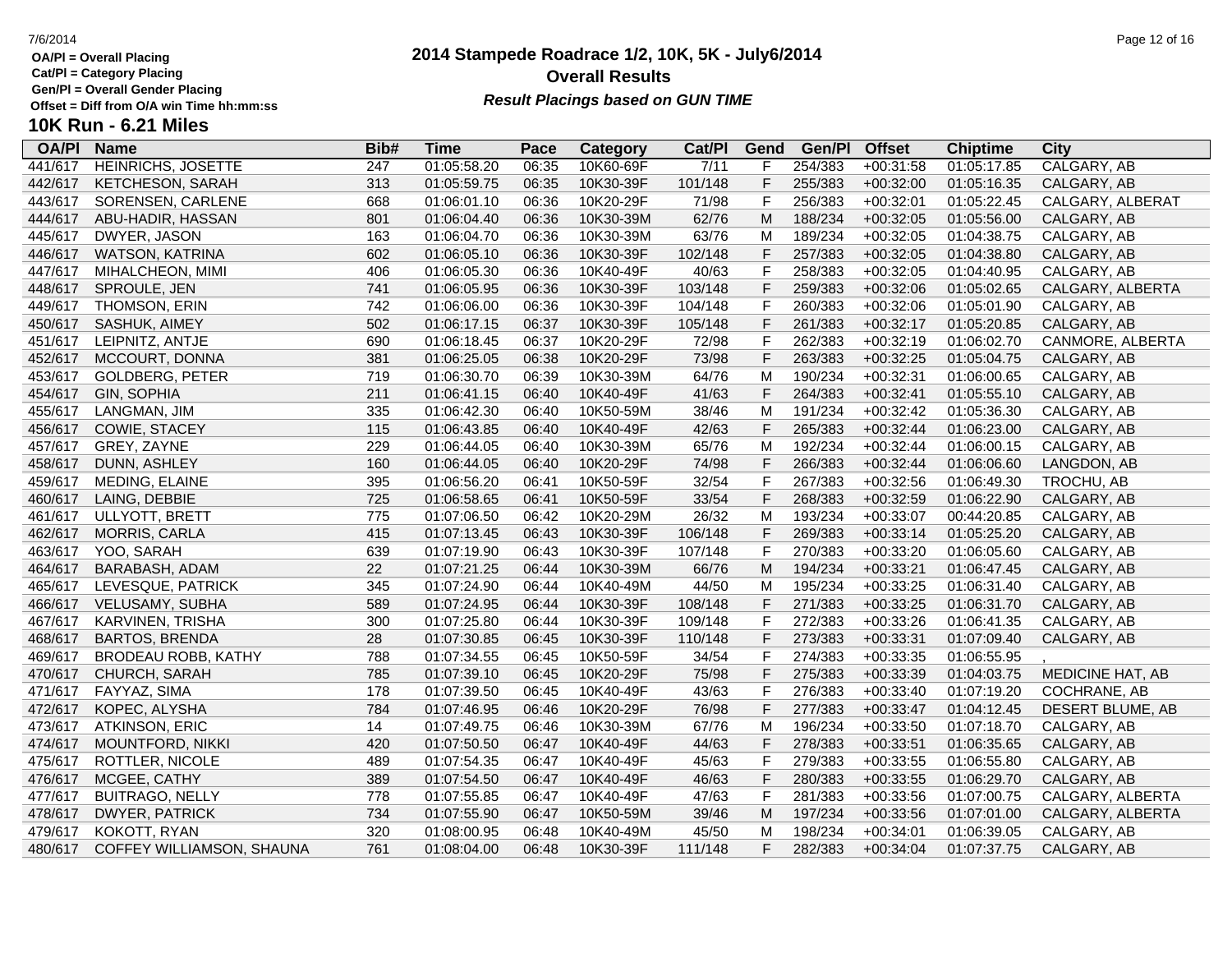**OA/Pl = Overall Placing**
**Cat/Pl = Category Placing**
**Gen/Pl = Overall Gender Placing**
**Offset = Diff from O/A win Time hh:mm:ss**

# 2014 Stampede Roadrace 1/2, 10K, 5K - July6/2014
## Overall Results
***Result Placings based on GUN TIME***

## 10K Run - 6.21 Miles

| OA/Pl | Name | Bib# | Time | Pace | Category | Cat/Pl | Gend | Gen/Pl | Offset | Chiptime | City |
|---|---|---|---|---|---|---|---|---|---|---|---|
| 441/617 | HEINRICHS, JOSETTE | 247 | 01:05:58.20 | 06:35 | 10K60-69F | 7/11 | F | 254/383 | +00:31:58 | 01:05:17.85 | CALGARY, AB |
| 442/617 | KETCHESON, SARAH | 313 | 01:05:59.75 | 06:35 | 10K30-39F | 101/148 | F | 255/383 | +00:32:00 | 01:05:16.35 | CALGARY, AB |
| 443/617 | SORENSEN, CARLENE | 668 | 01:06:01.10 | 06:36 | 10K20-29F | 71/98 | F | 256/383 | +00:32:01 | 01:05:22.45 | CALGARY, ALBERAT |
| 444/617 | ABU-HADIR, HASSAN | 801 | 01:06:04.40 | 06:36 | 10K30-39M | 62/76 | M | 188/234 | +00:32:05 | 01:05:56.00 | CALGARY, AB |
| 445/617 | DWYER, JASON | 163 | 01:06:04.70 | 06:36 | 10K30-39M | 63/76 | M | 189/234 | +00:32:05 | 01:04:38.75 | CALGARY, AB |
| 446/617 | WATSON, KATRINA | 602 | 01:06:05.10 | 06:36 | 10K30-39F | 102/148 | F | 257/383 | +00:32:05 | 01:04:38.80 | CALGARY, AB |
| 447/617 | MIHALCHEON, MIMI | 406 | 01:06:05.30 | 06:36 | 10K40-49F | 40/63 | F | 258/383 | +00:32:05 | 01:04:40.95 | CALGARY, AB |
| 448/617 | SPROULE, JEN | 741 | 01:06:05.95 | 06:36 | 10K30-39F | 103/148 | F | 259/383 | +00:32:06 | 01:05:02.65 | CALGARY, ALBERTA |
| 449/617 | THOMSON, ERIN | 742 | 01:06:06.00 | 06:36 | 10K30-39F | 104/148 | F | 260/383 | +00:32:06 | 01:05:01.90 | CALGARY, AB |
| 450/617 | SASHUK, AIMEY | 502 | 01:06:17.15 | 06:37 | 10K30-39F | 105/148 | F | 261/383 | +00:32:17 | 01:05:20.85 | CALGARY, AB |
| 451/617 | LEIPNITZ, ANTJE | 690 | 01:06:18.45 | 06:37 | 10K20-29F | 72/98 | F | 262/383 | +00:32:19 | 01:06:02.70 | CANMORE, ALBERTA |
| 452/617 | MCCOURT, DONNA | 381 | 01:06:25.05 | 06:38 | 10K20-29F | 73/98 | F | 263/383 | +00:32:25 | 01:05:04.75 | CALGARY, AB |
| 453/617 | GOLDBERG, PETER | 719 | 01:06:30.70 | 06:39 | 10K30-39M | 64/76 | M | 190/234 | +00:32:31 | 01:06:00.65 | CALGARY, AB |
| 454/617 | GIN, SOPHIA | 211 | 01:06:41.15 | 06:40 | 10K40-49F | 41/63 | F | 264/383 | +00:32:41 | 01:05:55.10 | CALGARY, AB |
| 455/617 | LANGMAN, JIM | 335 | 01:06:42.30 | 06:40 | 10K50-59M | 38/46 | M | 191/234 | +00:32:42 | 01:05:36.30 | CALGARY, AB |
| 456/617 | COWIE, STACEY | 115 | 01:06:43.85 | 06:40 | 10K40-49F | 42/63 | F | 265/383 | +00:32:44 | 01:06:23.00 | CALGARY, AB |
| 457/617 | GREY, ZAYNE | 229 | 01:06:44.05 | 06:40 | 10K30-39M | 65/76 | M | 192/234 | +00:32:44 | 01:06:00.15 | CALGARY, AB |
| 458/617 | DUNN, ASHLEY | 160 | 01:06:44.05 | 06:40 | 10K20-29F | 74/98 | F | 266/383 | +00:32:44 | 01:06:06.60 | LANGDON, AB |
| 459/617 | MEDING, ELAINE | 395 | 01:06:56.20 | 06:41 | 10K50-59F | 32/54 | F | 267/383 | +00:32:56 | 01:06:49.30 | TROCHU, AB |
| 460/617 | LAING, DEBBIE | 725 | 01:06:58.65 | 06:41 | 10K50-59F | 33/54 | F | 268/383 | +00:32:59 | 01:06:22.90 | CALGARY, AB |
| 461/617 | ULLYOTT, BRETT | 775 | 01:07:06.50 | 06:42 | 10K20-29M | 26/32 | M | 193/234 | +00:33:07 | 00:44:20.85 | CALGARY, AB |
| 462/617 | MORRIS, CARLA | 415 | 01:07:13.45 | 06:43 | 10K30-39F | 106/148 | F | 269/383 | +00:33:14 | 01:05:25.20 | CALGARY, AB |
| 463/617 | YOO, SARAH | 639 | 01:07:19.90 | 06:43 | 10K30-39F | 107/148 | F | 270/383 | +00:33:20 | 01:06:05.60 | CALGARY, AB |
| 464/617 | BARABASH, ADAM | 22 | 01:07:21.25 | 06:44 | 10K30-39M | 66/76 | M | 194/234 | +00:33:21 | 01:06:47.45 | CALGARY, AB |
| 465/617 | LEVESQUE, PATRICK | 345 | 01:07:24.90 | 06:44 | 10K40-49M | 44/50 | M | 195/234 | +00:33:25 | 01:06:31.40 | CALGARY, AB |
| 466/617 | VELUSAMY, SUBHA | 589 | 01:07:24.95 | 06:44 | 10K30-39F | 108/148 | F | 271/383 | +00:33:25 | 01:06:31.70 | CALGARY, AB |
| 467/617 | KARVINEN, TRISHA | 300 | 01:07:25.80 | 06:44 | 10K30-39F | 109/148 | F | 272/383 | +00:33:26 | 01:06:41.35 | CALGARY, AB |
| 468/617 | BARTOS, BRENDA | 28 | 01:07:30.85 | 06:45 | 10K30-39F | 110/148 | F | 273/383 | +00:33:31 | 01:07:09.40 | CALGARY, AB |
| 469/617 | BRODEAU ROBB, KATHY | 788 | 01:07:34.55 | 06:45 | 10K50-59F | 34/54 | F | 274/383 | +00:33:35 | 01:06:55.95 | , |
| 470/617 | CHURCH, SARAH | 785 | 01:07:39.10 | 06:45 | 10K20-29F | 75/98 | F | 275/383 | +00:33:39 | 01:04:03.75 | MEDICINE HAT, AB |
| 471/617 | FAYYAZ, SIMA | 178 | 01:07:39.50 | 06:45 | 10K40-49F | 43/63 | F | 276/383 | +00:33:40 | 01:07:19.20 | COCHRANE, AB |
| 472/617 | KOPEC, ALYSHA | 784 | 01:07:46.95 | 06:46 | 10K20-29F | 76/98 | F | 277/383 | +00:33:47 | 01:04:12.45 | DESERT BLUME, AB |
| 473/617 | ATKINSON, ERIC | 14 | 01:07:49.75 | 06:46 | 10K30-39M | 67/76 | M | 196/234 | +00:33:50 | 01:07:18.70 | CALGARY, AB |
| 474/617 | MOUNTFORD, NIKKI | 420 | 01:07:50.50 | 06:47 | 10K40-49F | 44/63 | F | 278/383 | +00:33:51 | 01:06:35.65 | CALGARY, AB |
| 475/617 | ROTTLER, NICOLE | 489 | 01:07:54.35 | 06:47 | 10K40-49F | 45/63 | F | 279/383 | +00:33:55 | 01:06:55.80 | CALGARY, AB |
| 476/617 | MCGEE, CATHY | 389 | 01:07:54.50 | 06:47 | 10K40-49F | 46/63 | F | 280/383 | +00:33:55 | 01:06:29.70 | CALGARY, AB |
| 477/617 | BUITRAGO, NELLY | 778 | 01:07:55.85 | 06:47 | 10K40-49F | 47/63 | F | 281/383 | +00:33:56 | 01:07:00.75 | CALGARY, ALBERTA |
| 478/617 | DWYER, PATRICK | 734 | 01:07:55.90 | 06:47 | 10K50-59M | 39/46 | M | 197/234 | +00:33:56 | 01:07:01.00 | CALGARY, ALBERTA |
| 479/617 | KOKOTT, RYAN | 320 | 01:08:00.95 | 06:48 | 10K40-49M | 45/50 | M | 198/234 | +00:34:01 | 01:06:39.05 | CALGARY, AB |
| 480/617 | COFFEY WILLIAMSON, SHAUNA | 761 | 01:08:04.00 | 06:48 | 10K30-39F | 111/148 | F | 282/383 | +00:34:04 | 01:07:37.75 | CALGARY, AB |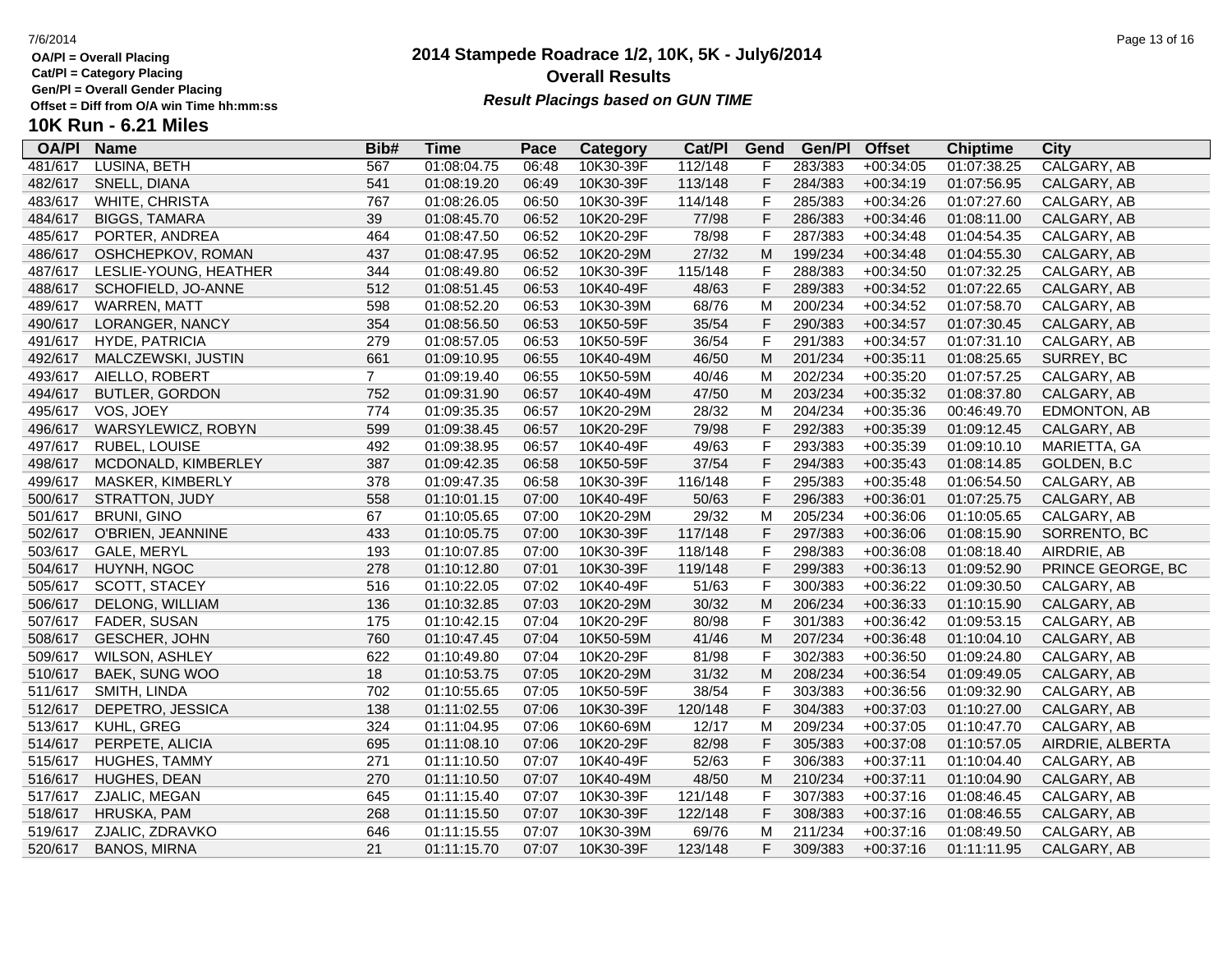OA/Pl = Overall Placing
Cat/Pl = Category Placing
Gen/Pl = Overall Gender Placing
Offset = Diff from O/A win Time hh:mm:ss

# 2014 Stampede Roadrace 1/2, 10K, 5K - July6/2014

## Overall Results

***Result Placings based on GUN TIME***

## 10K Run - 6.21 Miles

| OA/Pl | Name | Bib# | Time | Pace | Category | Cat/Pl | Gend | Gen/Pl | Offset | Chiptime | City |
|---|---|---|---|---|---|---|---|---|---|---|---|
| 481/617 | LUSINA, BETH | 567 | 01:08:04.75 | 06:48 | 10K30-39F | 112/148 | F | 283/383 | +00:34:05 | 01:07:38.25 | CALGARY, AB |
| 482/617 | SNELL, DIANA | 541 | 01:08:19.20 | 06:49 | 10K30-39F | 113/148 | F | 284/383 | +00:34:19 | 01:07:56.95 | CALGARY, AB |
| 483/617 | WHITE, CHRISTA | 767 | 01:08:26.05 | 06:50 | 10K30-39F | 114/148 | F | 285/383 | +00:34:26 | 01:07:27.60 | CALGARY, AB |
| 484/617 | BIGGS, TAMARA | 39 | 01:08:45.70 | 06:52 | 10K20-29F | 77/98 | F | 286/383 | +00:34:46 | 01:08:11.00 | CALGARY, AB |
| 485/617 | PORTER, ANDREA | 464 | 01:08:47.50 | 06:52 | 10K20-29F | 78/98 | F | 287/383 | +00:34:48 | 01:04:54.35 | CALGARY, AB |
| 486/617 | OSHCHEPKOV, ROMAN | 437 | 01:08:47.95 | 06:52 | 10K20-29M | 27/32 | M | 199/234 | +00:34:48 | 01:04:55.30 | CALGARY, AB |
| 487/617 | LESLIE-YOUNG, HEATHER | 344 | 01:08:49.80 | 06:52 | 10K30-39F | 115/148 | F | 288/383 | +00:34:50 | 01:07:32.25 | CALGARY, AB |
| 488/617 | SCHOFIELD, JO-ANNE | 512 | 01:08:51.45 | 06:53 | 10K40-49F | 48/63 | F | 289/383 | +00:34:52 | 01:07:22.65 | CALGARY, AB |
| 489/617 | WARREN, MATT | 598 | 01:08:52.20 | 06:53 | 10K30-39M | 68/76 | M | 200/234 | +00:34:52 | 01:07:58.70 | CALGARY, AB |
| 490/617 | LORANGER, NANCY | 354 | 01:08:56.50 | 06:53 | 10K50-59F | 35/54 | F | 290/383 | +00:34:57 | 01:07:30.45 | CALGARY, AB |
| 491/617 | HYDE, PATRICIA | 279 | 01:08:57.05 | 06:53 | 10K50-59F | 36/54 | F | 291/383 | +00:34:57 | 01:07:31.10 | CALGARY, AB |
| 492/617 | MALCZEWSKI, JUSTIN | 661 | 01:09:10.95 | 06:55 | 10K40-49M | 46/50 | M | 201/234 | +00:35:11 | 01:08:25.65 | SURREY, BC |
| 493/617 | AIELLO, ROBERT | 7 | 01:09:19.40 | 06:55 | 10K50-59M | 40/46 | M | 202/234 | +00:35:20 | 01:07:57.25 | CALGARY, AB |
| 494/617 | BUTLER, GORDON | 752 | 01:09:31.90 | 06:57 | 10K40-49M | 47/50 | M | 203/234 | +00:35:32 | 01:08:37.80 | CALGARY, AB |
| 495/617 | VOS, JOEY | 774 | 01:09:35.35 | 06:57 | 10K20-29M | 28/32 | M | 204/234 | +00:35:36 | 00:46:49.70 | EDMONTON, AB |
| 496/617 | WARSYLEWICZ, ROBYN | 599 | 01:09:38.45 | 06:57 | 10K20-29F | 79/98 | F | 292/383 | +00:35:39 | 01:09:12.45 | CALGARY, AB |
| 497/617 | RUBEL, LOUISE | 492 | 01:09:38.95 | 06:57 | 10K40-49F | 49/63 | F | 293/383 | +00:35:39 | 01:09:10.10 | MARIETTA, GA |
| 498/617 | MCDONALD, KIMBERLEY | 387 | 01:09:42.35 | 06:58 | 10K50-59F | 37/54 | F | 294/383 | +00:35:43 | 01:08:14.85 | GOLDEN, B.C |
| 499/617 | MASKER, KIMBERLY | 378 | 01:09:47.35 | 06:58 | 10K30-39F | 116/148 | F | 295/383 | +00:35:48 | 01:06:54.50 | CALGARY, AB |
| 500/617 | STRATTON, JUDY | 558 | 01:10:01.15 | 07:00 | 10K40-49F | 50/63 | F | 296/383 | +00:36:01 | 01:07:25.75 | CALGARY, AB |
| 501/617 | BRUNI, GINO | 67 | 01:10:05.65 | 07:00 | 10K20-29M | 29/32 | M | 205/234 | +00:36:06 | 01:10:05.65 | CALGARY, AB |
| 502/617 | O'BRIEN, JEANNINE | 433 | 01:10:05.75 | 07:00 | 10K30-39F | 117/148 | F | 297/383 | +00:36:06 | 01:08:15.90 | SORRENTO, BC |
| 503/617 | GALE, MERYL | 193 | 01:10:07.85 | 07:00 | 10K30-39F | 118/148 | F | 298/383 | +00:36:08 | 01:08:18.40 | AIRDRIE, AB |
| 504/617 | HUYNH, NGOC | 278 | 01:10:12.80 | 07:01 | 10K30-39F | 119/148 | F | 299/383 | +00:36:13 | 01:09:52.90 | PRINCE GEORGE, BC |
| 505/617 | SCOTT, STACEY | 516 | 01:10:22.05 | 07:02 | 10K40-49F | 51/63 | F | 300/383 | +00:36:22 | 01:09:30.50 | CALGARY, AB |
| 506/617 | DELONG, WILLIAM | 136 | 01:10:32.85 | 07:03 | 10K20-29M | 30/32 | M | 206/234 | +00:36:33 | 01:10:15.90 | CALGARY, AB |
| 507/617 | FADER, SUSAN | 175 | 01:10:42.15 | 07:04 | 10K20-29F | 80/98 | F | 301/383 | +00:36:42 | 01:09:53.15 | CALGARY, AB |
| 508/617 | GESCHER, JOHN | 760 | 01:10:47.45 | 07:04 | 10K50-59M | 41/46 | M | 207/234 | +00:36:48 | 01:10:04.10 | CALGARY, AB |
| 509/617 | WILSON, ASHLEY | 622 | 01:10:49.80 | 07:04 | 10K20-29F | 81/98 | F | 302/383 | +00:36:50 | 01:09:24.80 | CALGARY, AB |
| 510/617 | BAEK, SUNG WOO | 18 | 01:10:53.75 | 07:05 | 10K20-29M | 31/32 | M | 208/234 | +00:36:54 | 01:09:49.05 | CALGARY, AB |
| 511/617 | SMITH, LINDA | 702 | 01:10:55.65 | 07:05 | 10K50-59F | 38/54 | F | 303/383 | +00:36:56 | 01:09:32.90 | CALGARY, AB |
| 512/617 | DEPETRO, JESSICA | 138 | 01:11:02.55 | 07:06 | 10K30-39F | 120/148 | F | 304/383 | +00:37:03 | 01:10:27.00 | CALGARY, AB |
| 513/617 | KUHL, GREG | 324 | 01:11:04.95 | 07:06 | 10K60-69M | 12/17 | M | 209/234 | +00:37:05 | 01:10:47.70 | CALGARY, AB |
| 514/617 | PERPETE, ALICIA | 695 | 01:11:08.10 | 07:06 | 10K20-29F | 82/98 | F | 305/383 | +00:37:08 | 01:10:57.05 | AIRDRIE, ALBERTA |
| 515/617 | HUGHES, TAMMY | 271 | 01:11:10.50 | 07:07 | 10K40-49F | 52/63 | F | 306/383 | +00:37:11 | 01:10:04.40 | CALGARY, AB |
| 516/617 | HUGHES, DEAN | 270 | 01:11:10.50 | 07:07 | 10K40-49M | 48/50 | M | 210/234 | +00:37:11 | 01:10:04.90 | CALGARY, AB |
| 517/617 | ZJALIC, MEGAN | 645 | 01:11:15.40 | 07:07 | 10K30-39F | 121/148 | F | 307/383 | +00:37:16 | 01:08:46.45 | CALGARY, AB |
| 518/617 | HRUSKA, PAM | 268 | 01:11:15.50 | 07:07 | 10K30-39F | 122/148 | F | 308/383 | +00:37:16 | 01:08:46.55 | CALGARY, AB |
| 519/617 | ZJALIC, ZDRAVKO | 646 | 01:11:15.55 | 07:07 | 10K30-39M | 69/76 | M | 211/234 | +00:37:16 | 01:08:49.50 | CALGARY, AB |
| 520/617 | BANOS, MIRNA | 21 | 01:11:15.70 | 07:07 | 10K30-39F | 123/148 | F | 309/383 | +00:37:16 | 01:11:11.95 | CALGARY, AB |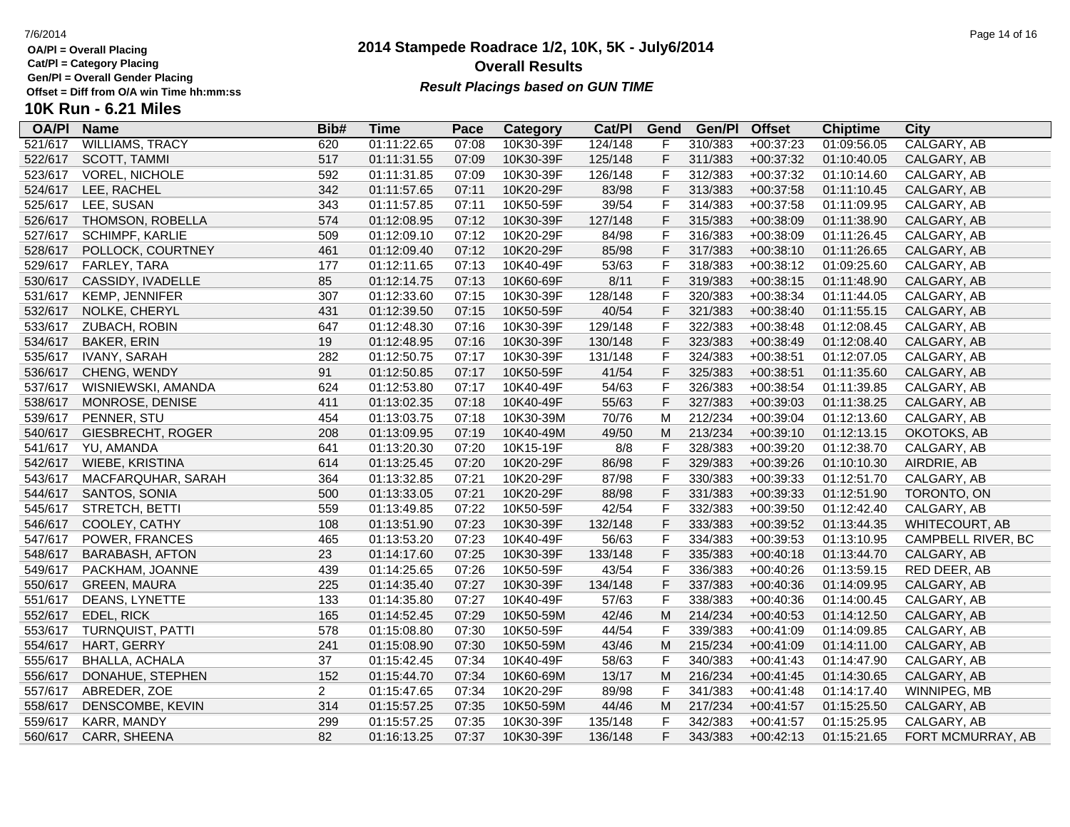# 2014 Stampede Roadrace 1/2, 10K, 5K - July6/2014

## Overall Results

***Result Placings based on GUN TIME***

OA/Pl = Overall Placing
Cat/Pl = Category Placing
Gen/Pl = Overall Gender Placing
Offset = Diff from O/A win Time hh:mm:ss

## 10K Run - 6.21 Miles

| OA/Pl | Name | Bib# | Time | Pace | Category | Cat/Pl | Gend | Gen/Pl | Offset | Chiptime | City |
|---|---|---|---|---|---|---|---|---|---|---|---|
| 521/617 | WILLIAMS, TRACY | 620 | 01:11:22.65 | 07:08 | 10K30-39F | 124/148 | F | 310/383 | +00:37:23 | 01:09:56.05 | CALGARY, AB |
| 522/617 | SCOTT, TAMMI | 517 | 01:11:31.55 | 07:09 | 10K30-39F | 125/148 | F | 311/383 | +00:37:32 | 01:10:40.05 | CALGARY, AB |
| 523/617 | VOREL, NICHOLE | 592 | 01:11:31.85 | 07:09 | 10K30-39F | 126/148 | F | 312/383 | +00:37:32 | 01:10:14.60 | CALGARY, AB |
| 524/617 | LEE, RACHEL | 342 | 01:11:57.65 | 07:11 | 10K20-29F | 83/98 | F | 313/383 | +00:37:58 | 01:11:10.45 | CALGARY, AB |
| 525/617 | LEE, SUSAN | 343 | 01:11:57.85 | 07:11 | 10K50-59F | 39/54 | F | 314/383 | +00:37:58 | 01:11:09.95 | CALGARY, AB |
| 526/617 | THOMSON, ROBELLA | 574 | 01:12:08.95 | 07:12 | 10K30-39F | 127/148 | F | 315/383 | +00:38:09 | 01:11:38.90 | CALGARY, AB |
| 527/617 | SCHIMPF, KARLIE | 509 | 01:12:09.10 | 07:12 | 10K20-29F | 84/98 | F | 316/383 | +00:38:09 | 01:11:26.45 | CALGARY, AB |
| 528/617 | POLLOCK, COURTNEY | 461 | 01:12:09.40 | 07:12 | 10K20-29F | 85/98 | F | 317/383 | +00:38:10 | 01:11:26.65 | CALGARY, AB |
| 529/617 | FARLEY, TARA | 177 | 01:12:11.65 | 07:13 | 10K40-49F | 53/63 | F | 318/383 | +00:38:12 | 01:09:25.60 | CALGARY, AB |
| 530/617 | CASSIDY, IVADELLE | 85 | 01:12:14.75 | 07:13 | 10K60-69F | 8/11 | F | 319/383 | +00:38:15 | 01:11:48.90 | CALGARY, AB |
| 531/617 | KEMP, JENNIFER | 307 | 01:12:33.60 | 07:15 | 10K30-39F | 128/148 | F | 320/383 | +00:38:34 | 01:11:44.05 | CALGARY, AB |
| 532/617 | NOLKE, CHERYL | 431 | 01:12:39.50 | 07:15 | 10K50-59F | 40/54 | F | 321/383 | +00:38:40 | 01:11:55.15 | CALGARY, AB |
| 533/617 | ZUBACH, ROBIN | 647 | 01:12:48.30 | 07:16 | 10K30-39F | 129/148 | F | 322/383 | +00:38:48 | 01:12:08.45 | CALGARY, AB |
| 534/617 | BAKER, ERIN | 19 | 01:12:48.95 | 07:16 | 10K30-39F | 130/148 | F | 323/383 | +00:38:49 | 01:12:08.40 | CALGARY, AB |
| 535/617 | IVANY, SARAH | 282 | 01:12:50.75 | 07:17 | 10K30-39F | 131/148 | F | 324/383 | +00:38:51 | 01:12:07.05 | CALGARY, AB |
| 536/617 | CHENG, WENDY | 91 | 01:12:50.85 | 07:17 | 10K50-59F | 41/54 | F | 325/383 | +00:38:51 | 01:11:35.60 | CALGARY, AB |
| 537/617 | WISNIEWSKI, AMANDA | 624 | 01:12:53.80 | 07:17 | 10K40-49F | 54/63 | F | 326/383 | +00:38:54 | 01:11:39.85 | CALGARY, AB |
| 538/617 | MONROSE, DENISE | 411 | 01:13:02.35 | 07:18 | 10K40-49F | 55/63 | F | 327/383 | +00:39:03 | 01:11:38.25 | CALGARY, AB |
| 539/617 | PENNER, STU | 454 | 01:13:03.75 | 07:18 | 10K30-39M | 70/76 | M | 212/234 | +00:39:04 | 01:12:13.60 | CALGARY, AB |
| 540/617 | GIESBRECHT, ROGER | 208 | 01:13:09.95 | 07:19 | 10K40-49M | 49/50 | M | 213/234 | +00:39:10 | 01:12:13.15 | OKOTOKS, AB |
| 541/617 | YU, AMANDA | 641 | 01:13:20.30 | 07:20 | 10K15-19F | 8/8 | F | 328/383 | +00:39:20 | 01:12:38.70 | CALGARY, AB |
| 542/617 | WIEBE, KRISTINA | 614 | 01:13:25.45 | 07:20 | 10K20-29F | 86/98 | F | 329/383 | +00:39:26 | 01:10:10.30 | AIRDRIE, AB |
| 543/617 | MACFARQUHAR, SARAH | 364 | 01:13:32.85 | 07:21 | 10K20-29F | 87/98 | F | 330/383 | +00:39:33 | 01:12:51.70 | CALGARY, AB |
| 544/617 | SANTOS, SONIA | 500 | 01:13:33.05 | 07:21 | 10K20-29F | 88/98 | F | 331/383 | +00:39:33 | 01:12:51.90 | TORONTO, ON |
| 545/617 | STRETCH, BETTI | 559 | 01:13:49.85 | 07:22 | 10K50-59F | 42/54 | F | 332/383 | +00:39:50 | 01:12:42.40 | CALGARY, AB |
| 546/617 | COOLEY, CATHY | 108 | 01:13:51.90 | 07:23 | 10K30-39F | 132/148 | F | 333/383 | +00:39:52 | 01:13:44.35 | WHITECOURT, AB |
| 547/617 | POWER, FRANCES | 465 | 01:13:53.20 | 07:23 | 10K40-49F | 56/63 | F | 334/383 | +00:39:53 | 01:13:10.95 | CAMPBELL RIVER, BC |
| 548/617 | BARABASH, AFTON | 23 | 01:14:17.60 | 07:25 | 10K30-39F | 133/148 | F | 335/383 | +00:40:18 | 01:13:44.70 | CALGARY, AB |
| 549/617 | PACKHAM, JOANNE | 439 | 01:14:25.65 | 07:26 | 10K50-59F | 43/54 | F | 336/383 | +00:40:26 | 01:13:59.15 | RED DEER, AB |
| 550/617 | GREEN, MAURA | 225 | 01:14:35.40 | 07:27 | 10K30-39F | 134/148 | F | 337/383 | +00:40:36 | 01:14:09.95 | CALGARY, AB |
| 551/617 | DEANS, LYNETTE | 133 | 01:14:35.80 | 07:27 | 10K40-49F | 57/63 | F | 338/383 | +00:40:36 | 01:14:00.45 | CALGARY, AB |
| 552/617 | EDEL, RICK | 165 | 01:14:52.45 | 07:29 | 10K50-59M | 42/46 | M | 214/234 | +00:40:53 | 01:14:12.50 | CALGARY, AB |
| 553/617 | TURNQUIST, PATTI | 578 | 01:15:08.80 | 07:30 | 10K50-59F | 44/54 | F | 339/383 | +00:41:09 | 01:14:09.85 | CALGARY, AB |
| 554/617 | HART, GERRY | 241 | 01:15:08.90 | 07:30 | 10K50-59M | 43/46 | M | 215/234 | +00:41:09 | 01:14:11.00 | CALGARY, AB |
| 555/617 | BHALLA, ACHALA | 37 | 01:15:42.45 | 07:34 | 10K40-49F | 58/63 | F | 340/383 | +00:41:43 | 01:14:47.90 | CALGARY, AB |
| 556/617 | DONAHUE, STEPHEN | 152 | 01:15:44.70 | 07:34 | 10K60-69M | 13/17 | M | 216/234 | +00:41:45 | 01:14:30.65 | CALGARY, AB |
| 557/617 | ABREDER, ZOE | 2 | 01:15:47.65 | 07:34 | 10K20-29F | 89/98 | F | 341/383 | +00:41:48 | 01:14:17.40 | WINNIPEG, MB |
| 558/617 | DENSCOMBE, KEVIN | 314 | 01:15:57.25 | 07:35 | 10K50-59M | 44/46 | M | 217/234 | +00:41:57 | 01:15:25.50 | CALGARY, AB |
| 559/617 | KARR, MANDY | 299 | 01:15:57.25 | 07:35 | 10K30-39F | 135/148 | F | 342/383 | +00:41:57 | 01:15:25.95 | CALGARY, AB |
| 560/617 | CARR, SHEENA | 82 | 01:16:13.25 | 07:37 | 10K30-39F | 136/148 | F | 343/383 | +00:42:13 | 01:15:21.65 | FORT MCMURRAY, AB |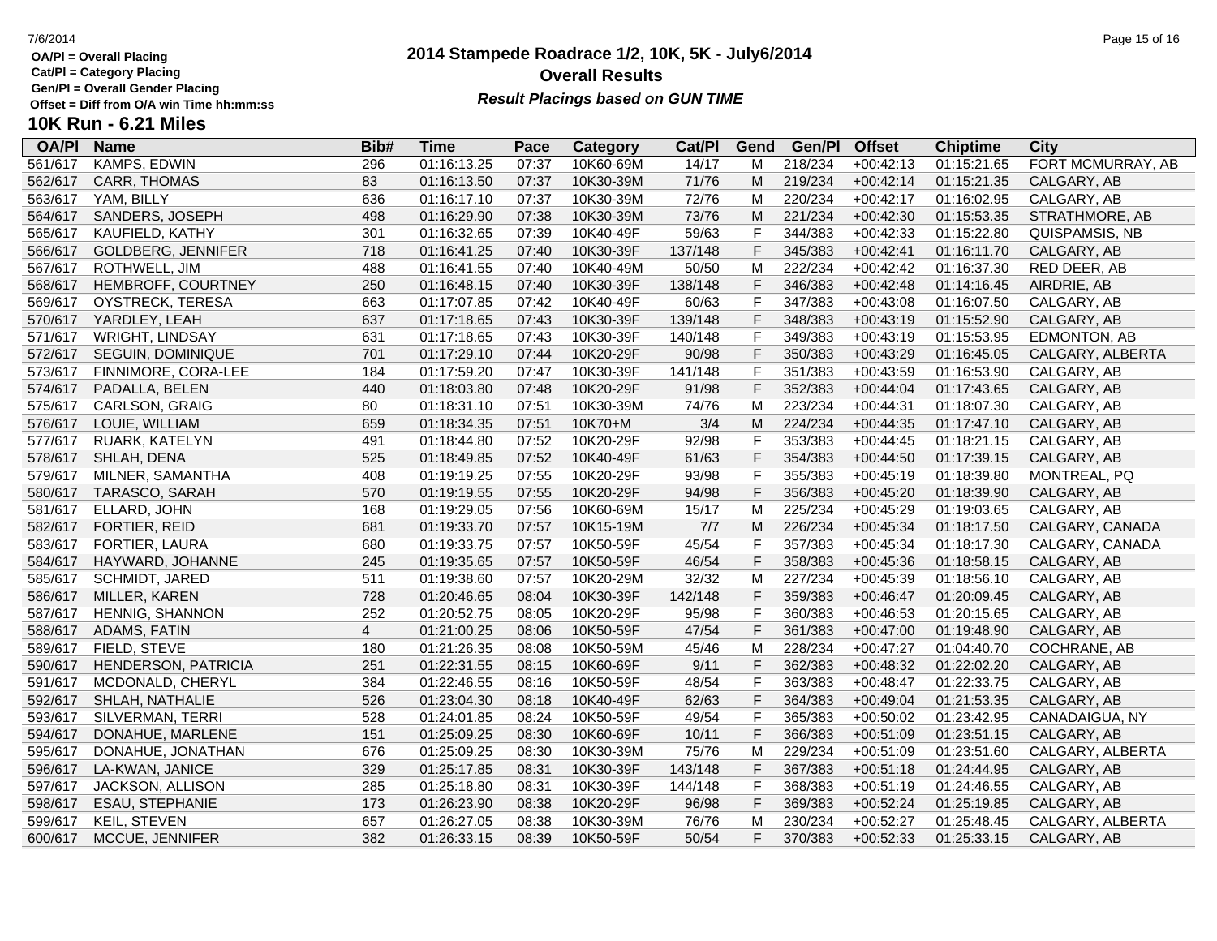OA/Pl = Overall Placing
Cat/Pl = Category Placing
Gen/Pl = Overall Gender Placing
Offset = Diff from O/A win Time hh:mm:ss

# 2014 Stampede Roadrace 1/2, 10K, 5K - July6/2014

## Overall Results

***Result Placings based on GUN TIME***

## 10K Run - 6.21 Miles

| OA/Pl | Name | Bib# | Time | Pace | Category | Cat/Pl | Gend | Gen/Pl | Offset | Chiptime | City |
|---|---|---|---|---|---|---|---|---|---|---|---|
| 561/617 | KAMPS, EDWIN | 296 | 01:16:13.25 | 07:37 | 10K60-69M | 14/17 | M | 218/234 | +00:42:13 | 01:15:21.65 | FORT MCMURRAY, AB |
| 562/617 | CARR, THOMAS | 83 | 01:16:13.50 | 07:37 | 10K30-39M | 71/76 | M | 219/234 | +00:42:14 | 01:15:21.35 | CALGARY, AB |
| 563/617 | YAM, BILLY | 636 | 01:16:17.10 | 07:37 | 10K30-39M | 72/76 | M | 220/234 | +00:42:17 | 01:16:02.95 | CALGARY, AB |
| 564/617 | SANDERS, JOSEPH | 498 | 01:16:29.90 | 07:38 | 10K30-39M | 73/76 | M | 221/234 | +00:42:30 | 01:15:53.35 | STRATHMORE, AB |
| 565/617 | KAUFIELD, KATHY | 301 | 01:16:32.65 | 07:39 | 10K40-49F | 59/63 | F | 344/383 | +00:42:33 | 01:15:22.80 | QUISPAMSIS, NB |
| 566/617 | GOLDBERG, JENNIFER | 718 | 01:16:41.25 | 07:40 | 10K30-39F | 137/148 | F | 345/383 | +00:42:41 | 01:16:11.70 | CALGARY, AB |
| 567/617 | ROTHWELL, JIM | 488 | 01:16:41.55 | 07:40 | 10K40-49M | 50/50 | M | 222/234 | +00:42:42 | 01:16:37.30 | RED DEER, AB |
| 568/617 | HEMBROFF, COURTNEY | 250 | 01:16:48.15 | 07:40 | 10K30-39F | 138/148 | F | 346/383 | +00:42:48 | 01:14:16.45 | AIRDRIE, AB |
| 569/617 | OYSTRECK, TERESA | 663 | 01:17:07.85 | 07:42 | 10K40-49F | 60/63 | F | 347/383 | +00:43:08 | 01:16:07.50 | CALGARY, AB |
| 570/617 | YARDLEY, LEAH | 637 | 01:17:18.65 | 07:43 | 10K30-39F | 139/148 | F | 348/383 | +00:43:19 | 01:15:52.90 | CALGARY, AB |
| 571/617 | WRIGHT, LINDSAY | 631 | 01:17:18.65 | 07:43 | 10K30-39F | 140/148 | F | 349/383 | +00:43:19 | 01:15:53.95 | EDMONTON, AB |
| 572/617 | SEGUIN, DOMINIQUE | 701 | 01:17:29.10 | 07:44 | 10K20-29F | 90/98 | F | 350/383 | +00:43:29 | 01:16:45.05 | CALGARY, ALBERTA |
| 573/617 | FINNIMORE, CORA-LEE | 184 | 01:17:59.20 | 07:47 | 10K30-39F | 141/148 | F | 351/383 | +00:43:59 | 01:16:53.90 | CALGARY, AB |
| 574/617 | PADALLA, BELEN | 440 | 01:18:03.80 | 07:48 | 10K20-29F | 91/98 | F | 352/383 | +00:44:04 | 01:17:43.65 | CALGARY, AB |
| 575/617 | CARLSON, GRAIG | 80 | 01:18:31.10 | 07:51 | 10K30-39M | 74/76 | M | 223/234 | +00:44:31 | 01:18:07.30 | CALGARY, AB |
| 576/617 | LOUIE, WILLIAM | 659 | 01:18:34.35 | 07:51 | 10K70+M | 3/4 | M | 224/234 | +00:44:35 | 01:17:47.10 | CALGARY, AB |
| 577/617 | RUARK, KATELYN | 491 | 01:18:44.80 | 07:52 | 10K20-29F | 92/98 | F | 353/383 | +00:44:45 | 01:18:21.15 | CALGARY, AB |
| 578/617 | SHLAH, DENA | 525 | 01:18:49.85 | 07:52 | 10K40-49F | 61/63 | F | 354/383 | +00:44:50 | 01:17:39.15 | CALGARY, AB |
| 579/617 | MILNER, SAMANTHA | 408 | 01:19:19.25 | 07:55 | 10K20-29F | 93/98 | F | 355/383 | +00:45:19 | 01:18:39.80 | MONTREAL, PQ |
| 580/617 | TARASCO, SARAH | 570 | 01:19:19.55 | 07:55 | 10K20-29F | 94/98 | F | 356/383 | +00:45:20 | 01:18:39.90 | CALGARY, AB |
| 581/617 | ELLARD, JOHN | 168 | 01:19:29.05 | 07:56 | 10K60-69M | 15/17 | M | 225/234 | +00:45:29 | 01:19:03.65 | CALGARY, AB |
| 582/617 | FORTIER, REID | 681 | 01:19:33.70 | 07:57 | 10K15-19M | 7/7 | M | 226/234 | +00:45:34 | 01:18:17.50 | CALGARY, CANADA |
| 583/617 | FORTIER, LAURA | 680 | 01:19:33.75 | 07:57 | 10K50-59F | 45/54 | F | 357/383 | +00:45:34 | 01:18:17.30 | CALGARY, CANADA |
| 584/617 | HAYWARD, JOHANNE | 245 | 01:19:35.65 | 07:57 | 10K50-59F | 46/54 | F | 358/383 | +00:45:36 | 01:18:58.15 | CALGARY, AB |
| 585/617 | SCHMIDT, JARED | 511 | 01:19:38.60 | 07:57 | 10K20-29M | 32/32 | M | 227/234 | +00:45:39 | 01:18:56.10 | CALGARY, AB |
| 586/617 | MILLER, KAREN | 728 | 01:20:46.65 | 08:04 | 10K30-39F | 142/148 | F | 359/383 | +00:46:47 | 01:20:09.45 | CALGARY, AB |
| 587/617 | HENNIG, SHANNON | 252 | 01:20:52.75 | 08:05 | 10K20-29F | 95/98 | F | 360/383 | +00:46:53 | 01:20:15.65 | CALGARY, AB |
| 588/617 | ADAMS, FATIN | 4 | 01:21:00.25 | 08:06 | 10K50-59F | 47/54 | F | 361/383 | +00:47:00 | 01:19:48.90 | CALGARY, AB |
| 589/617 | FIELD, STEVE | 180 | 01:21:26.35 | 08:08 | 10K50-59M | 45/46 | M | 228/234 | +00:47:27 | 01:04:40.70 | COCHRANE, AB |
| 590/617 | HENDERSON, PATRICIA | 251 | 01:22:31.55 | 08:15 | 10K60-69F | 9/11 | F | 362/383 | +00:48:32 | 01:22:02.20 | CALGARY, AB |
| 591/617 | MCDONALD, CHERYL | 384 | 01:22:46.55 | 08:16 | 10K50-59F | 48/54 | F | 363/383 | +00:48:47 | 01:22:33.75 | CALGARY, AB |
| 592/617 | SHLAH, NATHALIE | 526 | 01:23:04.30 | 08:18 | 10K40-49F | 62/63 | F | 364/383 | +00:49:04 | 01:21:53.35 | CALGARY, AB |
| 593/617 | SILVERMAN, TERRI | 528 | 01:24:01.85 | 08:24 | 10K50-59F | 49/54 | F | 365/383 | +00:50:02 | 01:23:42.95 | CANADAIGUA, NY |
| 594/617 | DONAHUE, MARLENE | 151 | 01:25:09.25 | 08:30 | 10K60-69F | 10/11 | F | 366/383 | +00:51:09 | 01:23:51.15 | CALGARY, AB |
| 595/617 | DONAHUE, JONATHAN | 676 | 01:25:09.25 | 08:30 | 10K30-39M | 75/76 | M | 229/234 | +00:51:09 | 01:23:51.60 | CALGARY, ALBERTA |
| 596/617 | LA-KWAN, JANICE | 329 | 01:25:17.85 | 08:31 | 10K30-39F | 143/148 | F | 367/383 | +00:51:18 | 01:24:44.95 | CALGARY, AB |
| 597/617 | JACKSON, ALLISON | 285 | 01:25:18.80 | 08:31 | 10K30-39F | 144/148 | F | 368/383 | +00:51:19 | 01:24:46.55 | CALGARY, AB |
| 598/617 | ESAU, STEPHANIE | 173 | 01:26:23.90 | 08:38 | 10K20-29F | 96/98 | F | 369/383 | +00:52:24 | 01:25:19.85 | CALGARY, AB |
| 599/617 | KEIL, STEVEN | 657 | 01:26:27.05 | 08:38 | 10K30-39M | 76/76 | M | 230/234 | +00:52:27 | 01:25:48.45 | CALGARY, ALBERTA |
| 600/617 | MCCUE, JENNIFER | 382 | 01:26:33.15 | 08:39 | 10K50-59F | 50/54 | F | 370/383 | +00:52:33 | 01:25:33.15 | CALGARY, AB |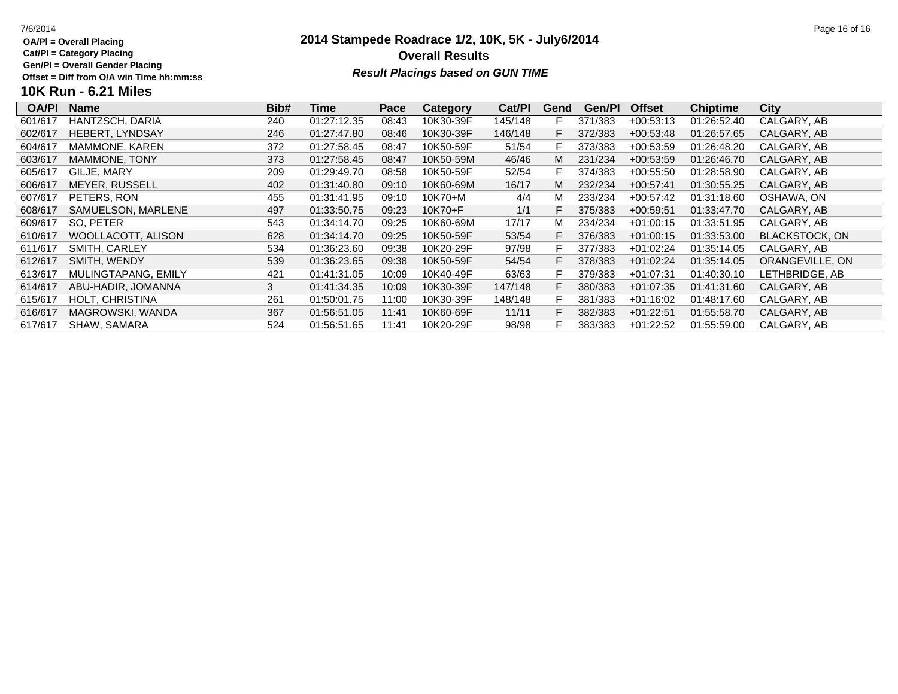OA/Pl = Overall Placing
Cat/Pl = Category Placing
Gen/Pl = Overall Gender Placing
Offset = Diff from O/A win Time hh:mm:ss

# 2014 Stampede Roadrace 1/2, 10K, 5K - July6/2014

## Overall Results

***Result Placings based on GUN TIME***

## 10K Run - 6.21 Miles

| OA/Pl | Name | Bib# | Time | Pace | Category | Cat/Pl | Gend | Gen/Pl | Offset | Chiptime | City |
|---|---|---|---|---|---|---|---|---|---|---|---|
| 601/617 | HANTZSCH, DARIA | 240 | 01:27:12.35 | 08:43 | 10K30-39F | 145/148 | F | 371/383 | +00:53:13 | 01:26:52.40 | CALGARY, AB |
| 602/617 | HEBERT, LYNDSAY | 246 | 01:27:47.80 | 08:46 | 10K30-39F | 146/148 | F | 372/383 | +00:53:48 | 01:26:57.65 | CALGARY, AB |
| 604/617 | MAMMONE, KAREN | 372 | 01:27:58.45 | 08:47 | 10K50-59F | 51/54 | F | 373/383 | +00:53:59 | 01:26:48.20 | CALGARY, AB |
| 603/617 | MAMMONE, TONY | 373 | 01:27:58.45 | 08:47 | 10K50-59M | 46/46 | M | 231/234 | +00:53:59 | 01:26:46.70 | CALGARY, AB |
| 605/617 | GILJE, MARY | 209 | 01:29:49.70 | 08:58 | 10K50-59F | 52/54 | F | 374/383 | +00:55:50 | 01:28:58.90 | CALGARY, AB |
| 606/617 | MEYER, RUSSELL | 402 | 01:31:40.80 | 09:10 | 10K60-69M | 16/17 | M | 232/234 | +00:57:41 | 01:30:55.25 | CALGARY, AB |
| 607/617 | PETERS, RON | 455 | 01:31:41.95 | 09:10 | 10K70+M | 4/4 | M | 233/234 | +00:57:42 | 01:31:18.60 | OSHAWA, ON |
| 608/617 | SAMUELSON, MARLENE | 497 | 01:33:50.75 | 09:23 | 10K70+F | 1/1 | F | 375/383 | +00:59:51 | 01:33:47.70 | CALGARY, AB |
| 609/617 | SO, PETER | 543 | 01:34:14.70 | 09:25 | 10K60-69M | 17/17 | M | 234/234 | +01:00:15 | 01:33:51.95 | CALGARY, AB |
| 610/617 | WOOLLACOTT, ALISON | 628 | 01:34:14.70 | 09:25 | 10K50-59F | 53/54 | F | 376/383 | +01:00:15 | 01:33:53.00 | BLACKSTOCK, ON |
| 611/617 | SMITH, CARLEY | 534 | 01:36:23.60 | 09:38 | 10K20-29F | 97/98 | F | 377/383 | +01:02:24 | 01:35:14.05 | CALGARY, AB |
| 612/617 | SMITH, WENDY | 539 | 01:36:23.65 | 09:38 | 10K50-59F | 54/54 | F | 378/383 | +01:02:24 | 01:35:14.05 | ORANGEVILLE, ON |
| 613/617 | MULINGTAPANG, EMILY | 421 | 01:41:31.05 | 10:09 | 10K40-49F | 63/63 | F | 379/383 | +01:07:31 | 01:40:30.10 | LETHBRIDGE, AB |
| 614/617 | ABU-HADIR, JOMANNA | 3 | 01:41:34.35 | 10:09 | 10K30-39F | 147/148 | F | 380/383 | +01:07:35 | 01:41:31.60 | CALGARY, AB |
| 615/617 | HOLT, CHRISTINA | 261 | 01:50:01.75 | 11:00 | 10K30-39F | 148/148 | F | 381/383 | +01:16:02 | 01:48:17.60 | CALGARY, AB |
| 616/617 | MAGROWSKI, WANDA | 367 | 01:56:51.05 | 11:41 | 10K60-69F | 11/11 | F | 382/383 | +01:22:51 | 01:55:58.70 | CALGARY, AB |
| 617/617 | SHAW, SAMARA | 524 | 01:56:51.65 | 11:41 | 10K20-29F | 98/98 | F | 383/383 | +01:22:52 | 01:55:59.00 | CALGARY, AB |